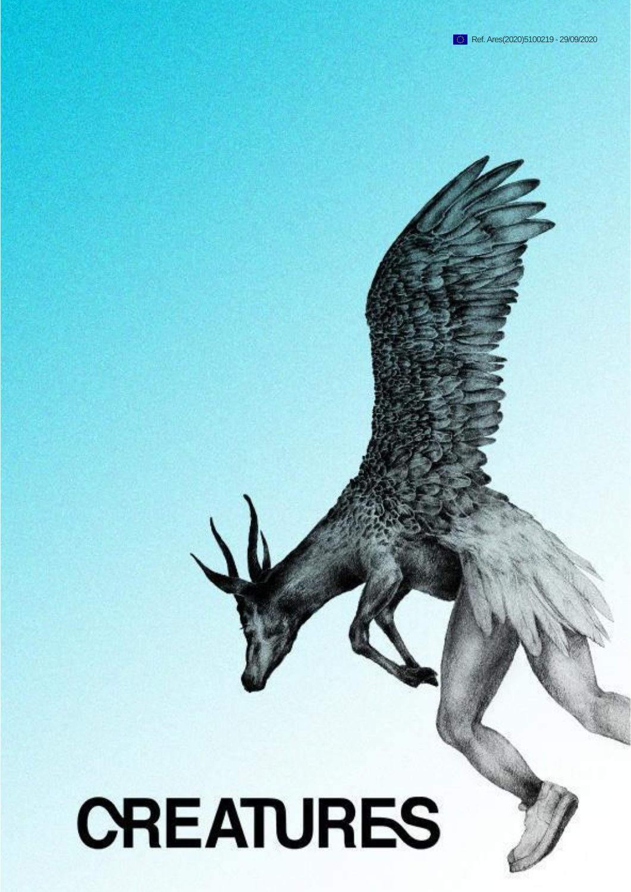Ref. Ares(2020)5100219 - 29/09/2020

# CREATURES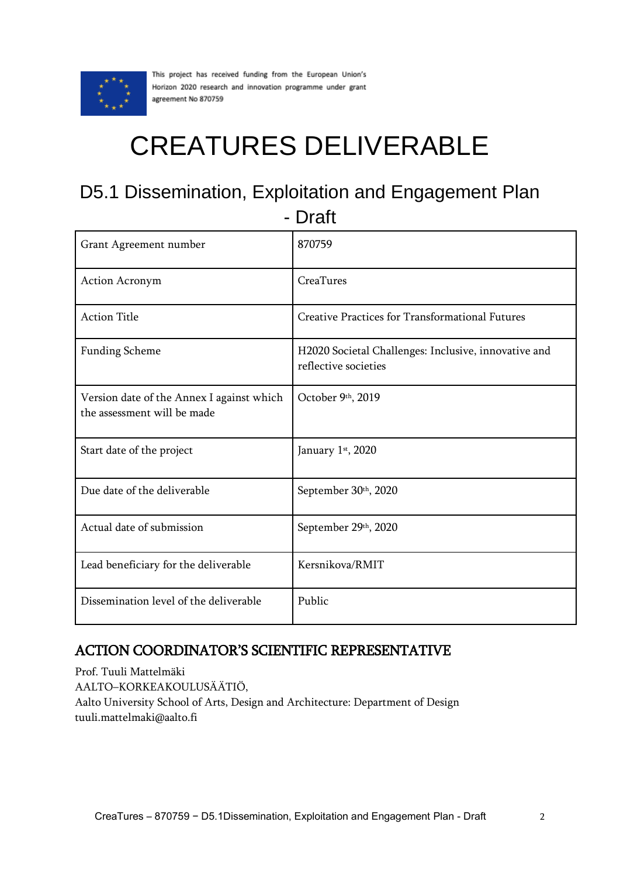This project has received funding from the European Union's Horizon 2020 research and innovation programme under grant agreement No 870759

# CREATURES DELIVERABLE

## D5.1 Dissemination, Exploitation and Engagement Plan - Draft

| Grant Agreement number | 870759 |
|---|---|
| Action Acronym | CreaTures |
| Action Title | Creative Practices for Transformational Futures |
| Funding Scheme | H2020 Societal Challenges: Inclusive, innovative and reflective societies |
| Version date of the Annex I against which the assessment will be made | October 9th, 2019 |
| Start date of the project | January 1st, 2020 |
| Due date of the deliverable | September 30th, 2020 |
| Actual date of submission | September 29th, 2020 |
| Lead beneficiary for the deliverable | Kersnikova/RMIT |
| Dissemination level of the deliverable | Public |

### ACTION COORDINATOR'S SCIENTIFIC REPRESENTATIVE

Prof. Tuuli Mattelmäki
AALTO–KORKEAKOULUSÄÄTIÖ,
Aalto University School of Arts, Design and Architecture: Department of Design
tuuli.mattelmaki@aalto.fi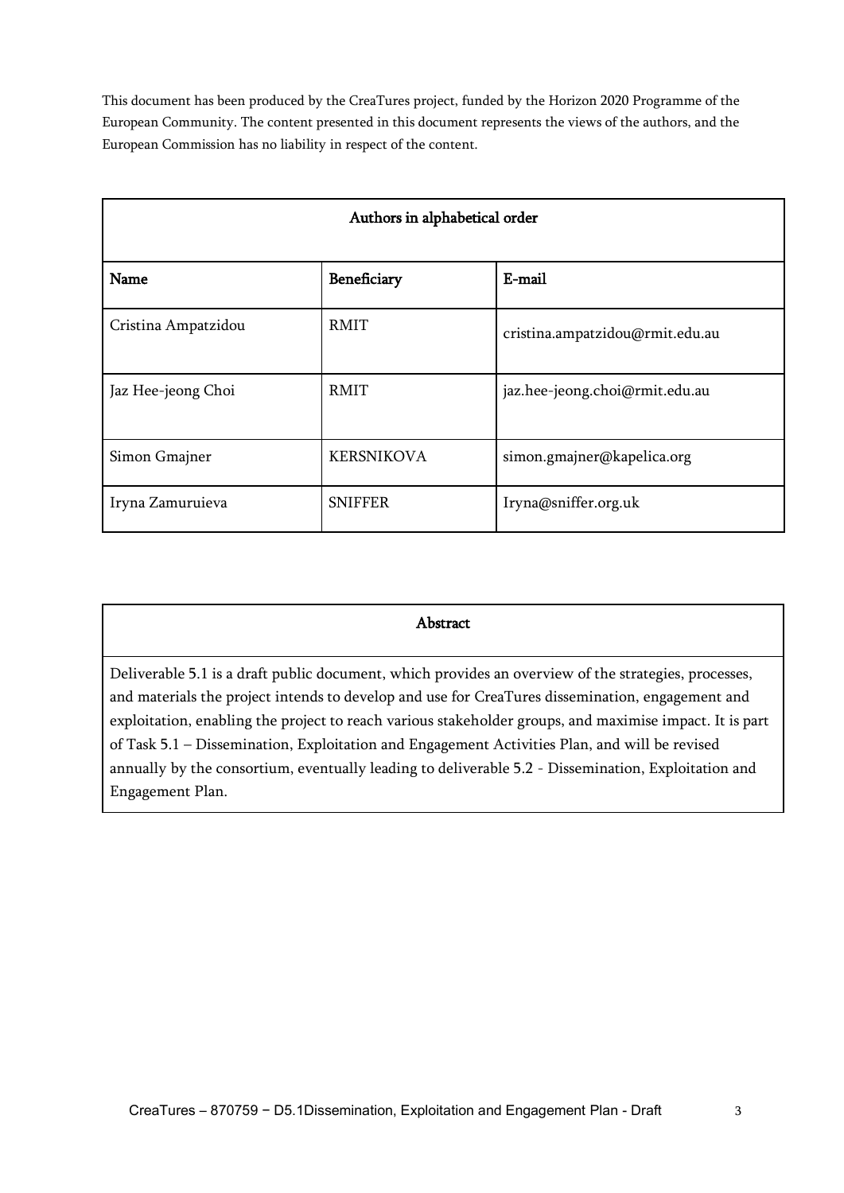This document has been produced by the CreaTures project, funded by the Horizon 2020 Programme of the European Community. The content presented in this document represents the views of the authors, and the European Commission has no liability in respect of the content.

| Authors in alphabetical order | | |
|---|---|---|
| **Name** | **Beneficiary** | **E-mail** |
| Cristina Ampatzidou | RMIT | cristina.ampatzidou@rmit.edu.au |
| Jaz Hee-jeong Choi | RMIT | jaz.hee-jeong.choi@rmit.edu.au |
| Simon Gmajner | KERSNIKOVA | simon.gmajner@kapelica.org |
| Iryna Zamuruieva | SNIFFER | Iryna@sniffer.org.uk |

| Abstract |
|---|
| Deliverable 5.1 is a draft public document, which provides an overview of the strategies, processes, and materials the project intends to develop and use for CreaTures dissemination, engagement and exploitation, enabling the project to reach various stakeholder groups, and maximise impact. It is part of Task 5.1 – Dissemination, Exploitation and Engagement Activities Plan, and will be revised annually by the consortium, eventually leading to deliverable 5.2 - Dissemination, Exploitation and Engagement Plan. |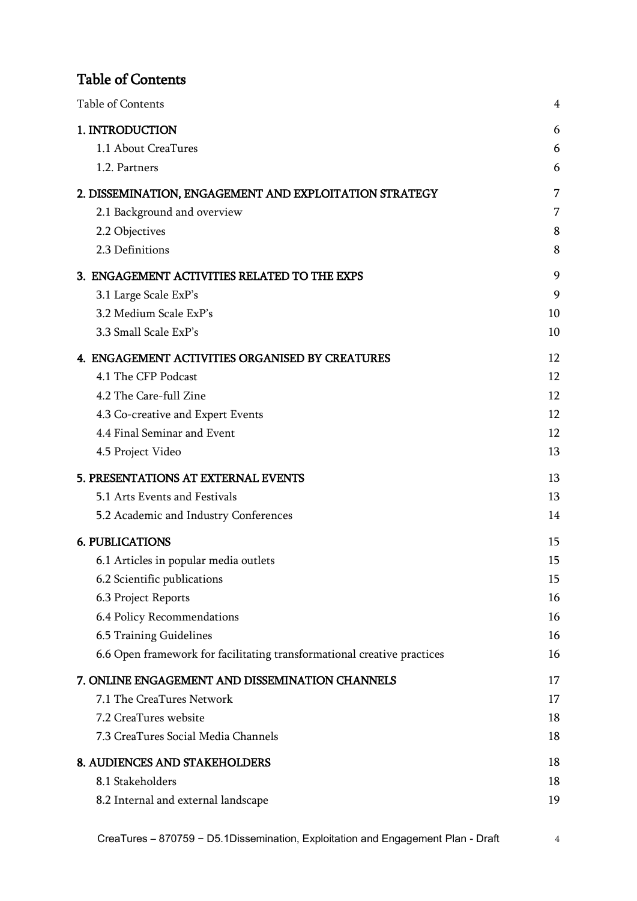# Table of Contents

| | |
|---|---|
| Table of Contents | 4 |
| 1. INTRODUCTION | 6 |
| 1.1 About CreaTures | 6 |
| 1.2. Partners | 6 |
| 2. DISSEMINATION, ENGAGEMENT AND EXPLOITATION STRATEGY | 7 |
| 2.1 Background and overview | 7 |
| 2.2 Objectives | 8 |
| 2.3 Definitions | 8 |
| 3. ENGAGEMENT ACTIVITIES RELATED TO THE EXPS | 9 |
| 3.1 Large Scale ExP's | 9 |
| 3.2 Medium Scale ExP's | 10 |
| 3.3 Small Scale ExP's | 10 |
| 4. ENGAGEMENT ACTIVITIES ORGANISED BY CREATURES | 12 |
| 4.1 The CFP Podcast | 12 |
| 4.2 The Care-full Zine | 12 |
| 4.3 Co-creative and Expert Events | 12 |
| 4.4 Final Seminar and Event | 12 |
| 4.5 Project Video | 13 |
| 5. PRESENTATIONS AT EXTERNAL EVENTS | 13 |
| 5.1 Arts Events and Festivals | 13 |
| 5.2 Academic and Industry Conferences | 14 |
| 6. PUBLICATIONS | 15 |
| 6.1 Articles in popular media outlets | 15 |
| 6.2 Scientific publications | 15 |
| 6.3 Project Reports | 16 |
| 6.4 Policy Recommendations | 16 |
| 6.5 Training Guidelines | 16 |
| 6.6 Open framework for facilitating transformational creative practices | 16 |
| 7. ONLINE ENGAGEMENT AND DISSEMINATION CHANNELS | 17 |
| 7.1 The CreaTures Network | 17 |
| 7.2 CreaTures website | 18 |
| 7.3 CreaTures Social Media Channels | 18 |
| 8. AUDIENCES AND STAKEHOLDERS | 18 |
| 8.1 Stakeholders | 18 |
| 8.2 Internal and external landscape | 19 |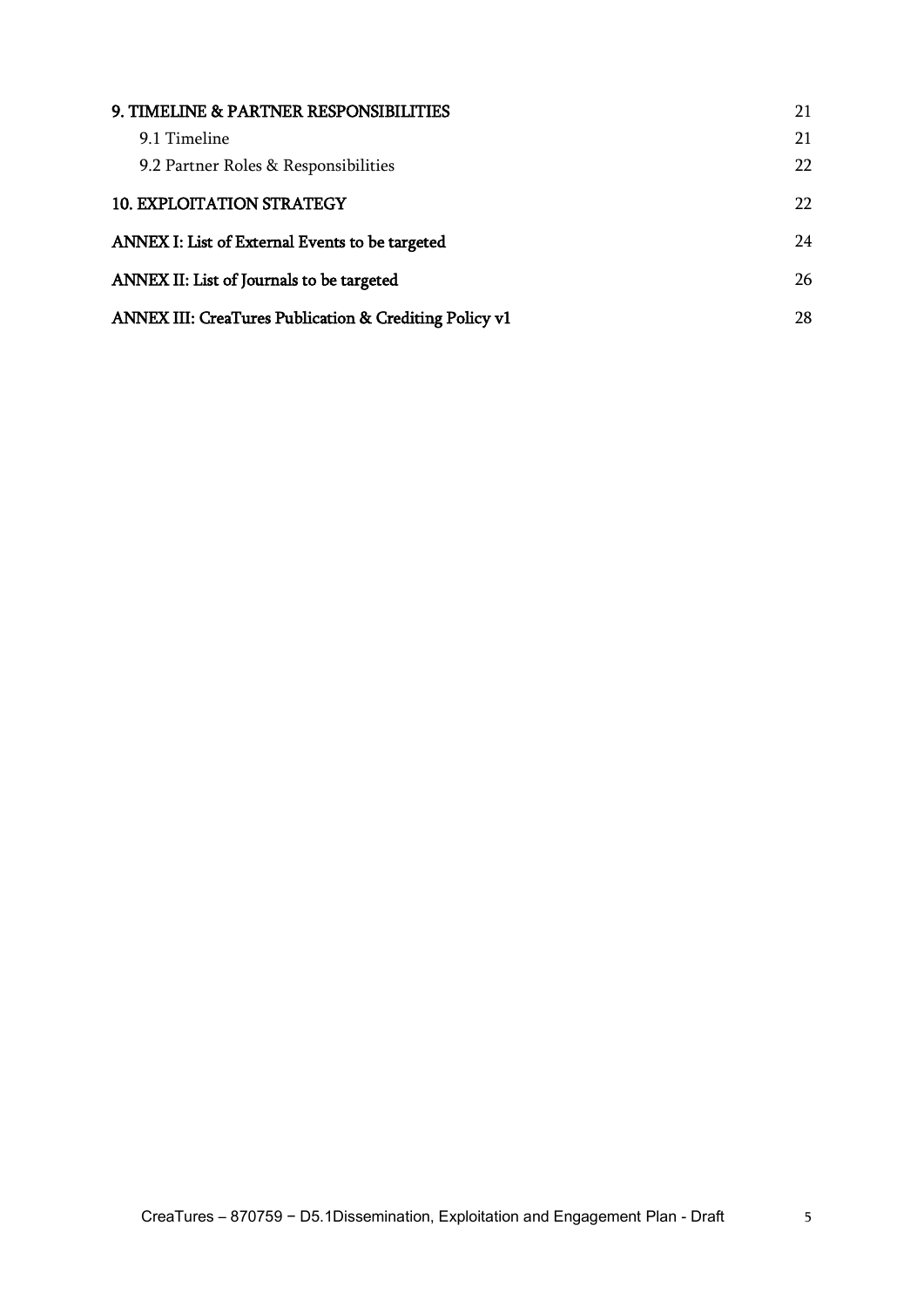9. TIMELINE & PARTNER RESPONSIBILITIES 21

- 9.1 Timeline 21
- 9.2 Partner Roles & Responsibilities 22

10. EXPLOITATION STRATEGY 22

ANNEX I: List of External Events to be targeted 24

ANNEX II: List of Journals to be targeted 26

ANNEX III: CreaTures Publication & Crediting Policy v1 28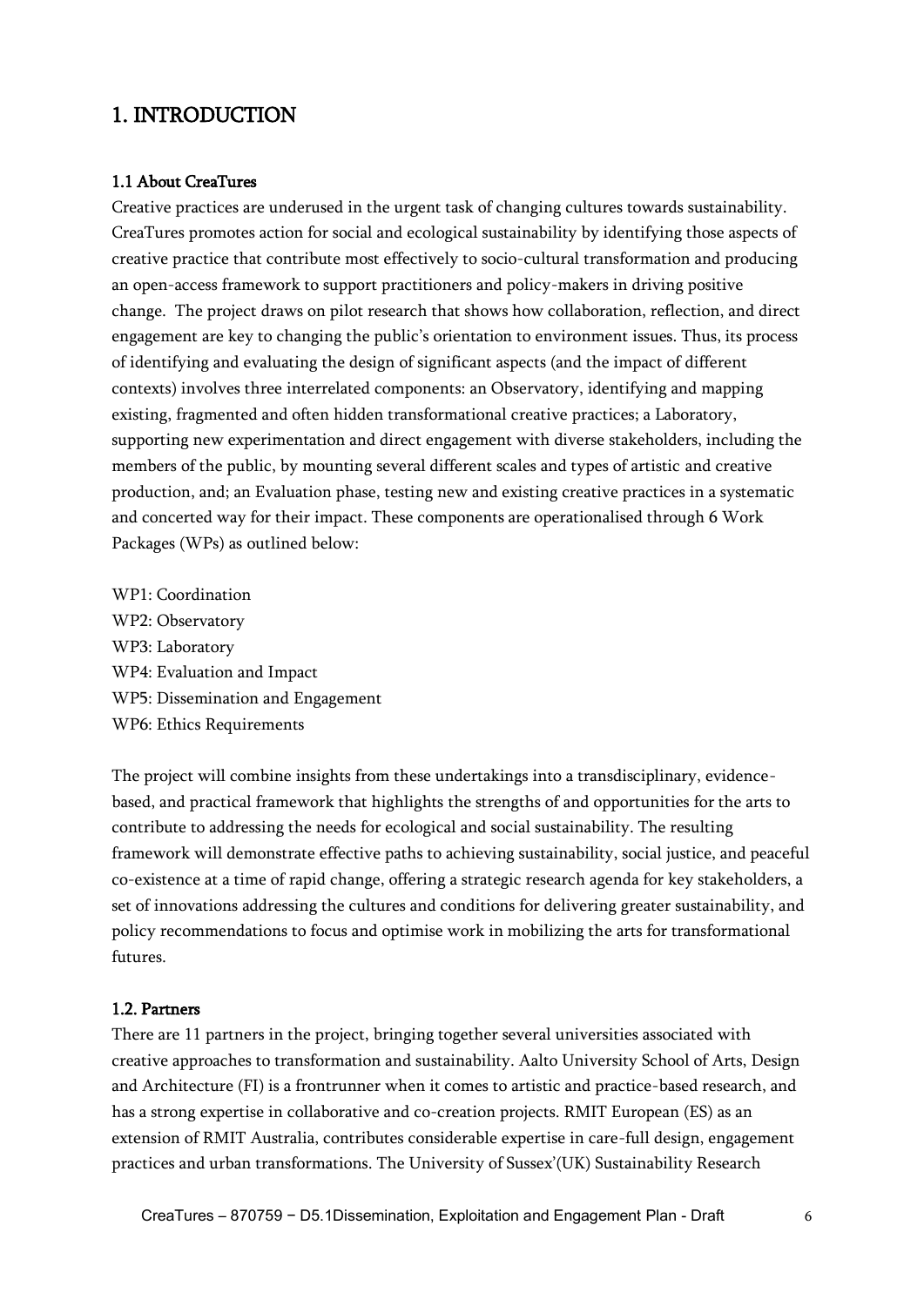# 1. INTRODUCTION

### 1.1 About CreaTures

Creative practices are underused in the urgent task of changing cultures towards sustainability. CreaTures promotes action for social and ecological sustainability by identifying those aspects of creative practice that contribute most effectively to socio-cultural transformation and producing an open-access framework to support practitioners and policy-makers in driving positive change. The project draws on pilot research that shows how collaboration, reflection, and direct engagement are key to changing the public's orientation to environment issues. Thus, its process of identifying and evaluating the design of significant aspects (and the impact of different contexts) involves three interrelated components: an Observatory, identifying and mapping existing, fragmented and often hidden transformational creative practices; a Laboratory, supporting new experimentation and direct engagement with diverse stakeholders, including the members of the public, by mounting several different scales and types of artistic and creative production, and; an Evaluation phase, testing new and existing creative practices in a systematic and concerted way for their impact. These components are operationalised through 6 Work Packages (WPs) as outlined below:

WP1: Coordination
WP2: Observatory
WP3: Laboratory
WP4: Evaluation and Impact
WP5: Dissemination and Engagement
WP6: Ethics Requirements

The project will combine insights from these undertakings into a transdisciplinary, evidence-based, and practical framework that highlights the strengths of and opportunities for the arts to contribute to addressing the needs for ecological and social sustainability. The resulting framework will demonstrate effective paths to achieving sustainability, social justice, and peaceful co-existence at a time of rapid change, offering a strategic research agenda for key stakeholders, a set of innovations addressing the cultures and conditions for delivering greater sustainability, and policy recommendations to focus and optimise work in mobilizing the arts for transformational futures.

### 1.2. Partners

There are 11 partners in the project, bringing together several universities associated with creative approaches to transformation and sustainability. Aalto University School of Arts, Design and Architecture (FI) is a frontrunner when it comes to artistic and practice-based research, and has a strong expertise in collaborative and co-creation projects. RMIT European (ES) as an extension of RMIT Australia, contributes considerable expertise in care-full design, engagement practices and urban transformations. The University of Sussex'(UK) Sustainability Research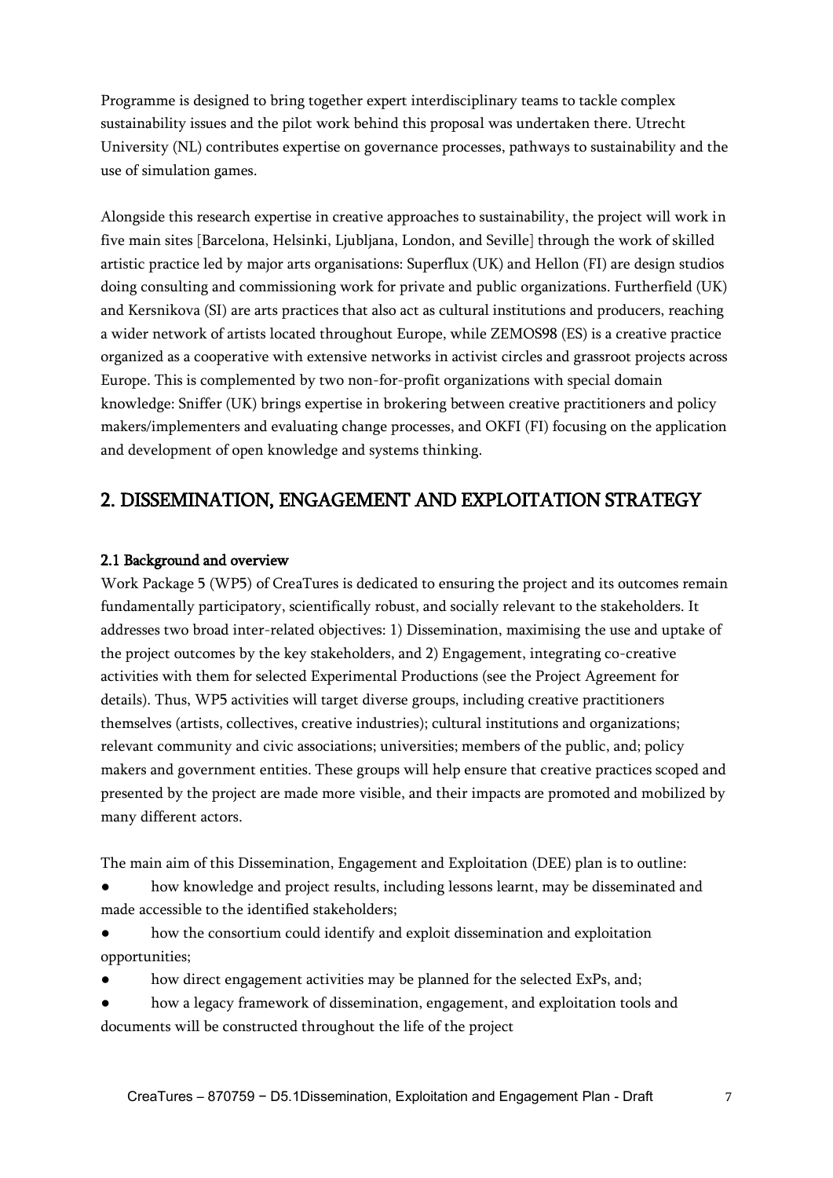Programme is designed to bring together expert interdisciplinary teams to tackle complex sustainability issues and the pilot work behind this proposal was undertaken there. Utrecht University (NL) contributes expertise on governance processes, pathways to sustainability and the use of simulation games.

Alongside this research expertise in creative approaches to sustainability, the project will work in five main sites [Barcelona, Helsinki, Ljubljana, London, and Seville] through the work of skilled artistic practice led by major arts organisations: Superflux (UK) and Hellon (FI) are design studios doing consulting and commissioning work for private and public organizations. Furtherfield (UK) and Kersnikova (SI) are arts practices that also act as cultural institutions and producers, reaching a wider network of artists located throughout Europe, while ZEMOS98 (ES) is a creative practice organized as a cooperative with extensive networks in activist circles and grassroot projects across Europe. This is complemented by two non-for-profit organizations with special domain knowledge: Sniffer (UK) brings expertise in brokering between creative practitioners and policy makers/implementers and evaluating change processes, and OKFI (FI) focusing on the application and development of open knowledge and systems thinking.

## 2. DISSEMINATION, ENGAGEMENT AND EXPLOITATION STRATEGY

### 2.1 Background and overview

Work Package 5 (WP5) of CreaTures is dedicated to ensuring the project and its outcomes remain fundamentally participatory, scientifically robust, and socially relevant to the stakeholders. It addresses two broad inter-related objectives: 1) Dissemination, maximising the use and uptake of the project outcomes by the key stakeholders, and 2) Engagement, integrating co-creative activities with them for selected Experimental Productions (see the Project Agreement for details). Thus, WP5 activities will target diverse groups, including creative practitioners themselves (artists, collectives, creative industries); cultural institutions and organizations; relevant community and civic associations; universities; members of the public, and; policy makers and government entities. These groups will help ensure that creative practices scoped and presented by the project are made more visible, and their impacts are promoted and mobilized by many different actors.

The main aim of this Dissemination, Engagement and Exploitation (DEE) plan is to outline:

- how knowledge and project results, including lessons learnt, may be disseminated and made accessible to the identified stakeholders;
- how the consortium could identify and exploit dissemination and exploitation opportunities;
- how direct engagement activities may be planned for the selected ExPs, and;
- how a legacy framework of dissemination, engagement, and exploitation tools and documents will be constructed throughout the life of the project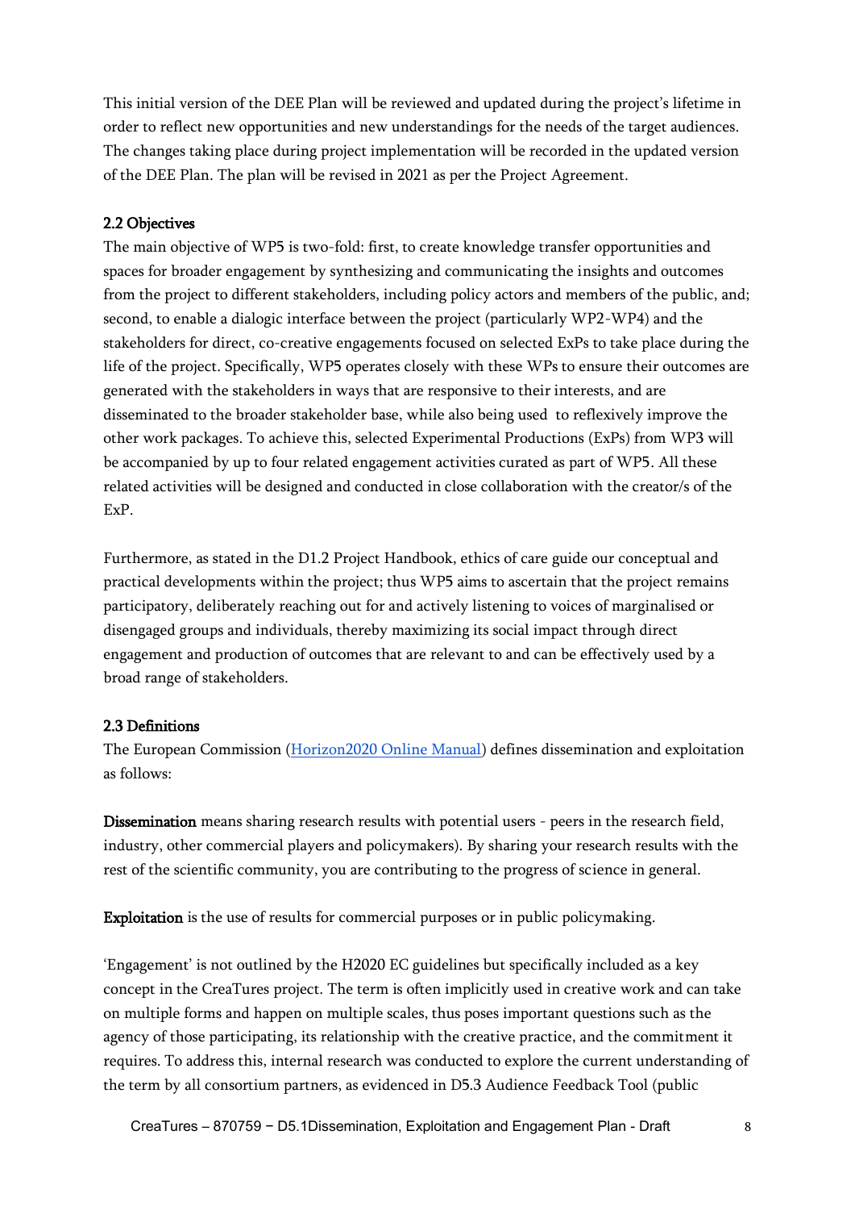This initial version of the DEE Plan will be reviewed and updated during the project's lifetime in order to reflect new opportunities and new understandings for the needs of the target audiences. The changes taking place during project implementation will be recorded in the updated version of the DEE Plan. The plan will be revised in 2021 as per the Project Agreement.

### 2.2 Objectives

The main objective of WP5 is two-fold: first, to create knowledge transfer opportunities and spaces for broader engagement by synthesizing and communicating the insights and outcomes from the project to different stakeholders, including policy actors and members of the public, and; second, to enable a dialogic interface between the project (particularly WP2-WP4) and the stakeholders for direct, co-creative engagements focused on selected ExPs to take place during the life of the project. Specifically, WP5 operates closely with these WPs to ensure their outcomes are generated with the stakeholders in ways that are responsive to their interests, and are disseminated to the broader stakeholder base, while also being used to reflexively improve the other work packages. To achieve this, selected Experimental Productions (ExPs) from WP3 will be accompanied by up to four related engagement activities curated as part of WP5. All these related activities will be designed and conducted in close collaboration with the creator/s of the ExP.

Furthermore, as stated in the D1.2 Project Handbook, ethics of care guide our conceptual and practical developments within the project; thus WP5 aims to ascertain that the project remains participatory, deliberately reaching out for and actively listening to voices of marginalised or disengaged groups and individuals, thereby maximizing its social impact through direct engagement and production of outcomes that are relevant to and can be effectively used by a broad range of stakeholders.

### 2.3 Definitions

The European Commission ([Horizon2020 Online Manual]) defines dissemination and exploitation as follows:

**Dissemination** means sharing research results with potential users - peers in the research field, industry, other commercial players and policymakers). By sharing your research results with the rest of the scientific community, you are contributing to the progress of science in general.

**Exploitation** is the use of results for commercial purposes or in public policymaking.

'Engagement' is not outlined by the H2020 EC guidelines but specifically included as a key concept in the CreaTures project. The term is often implicitly used in creative work and can take on multiple forms and happen on multiple scales, thus poses important questions such as the agency of those participating, its relationship with the creative practice, and the commitment it requires. To address this, internal research was conducted to explore the current understanding of the term by all consortium partners, as evidenced in D5.3 Audience Feedback Tool (public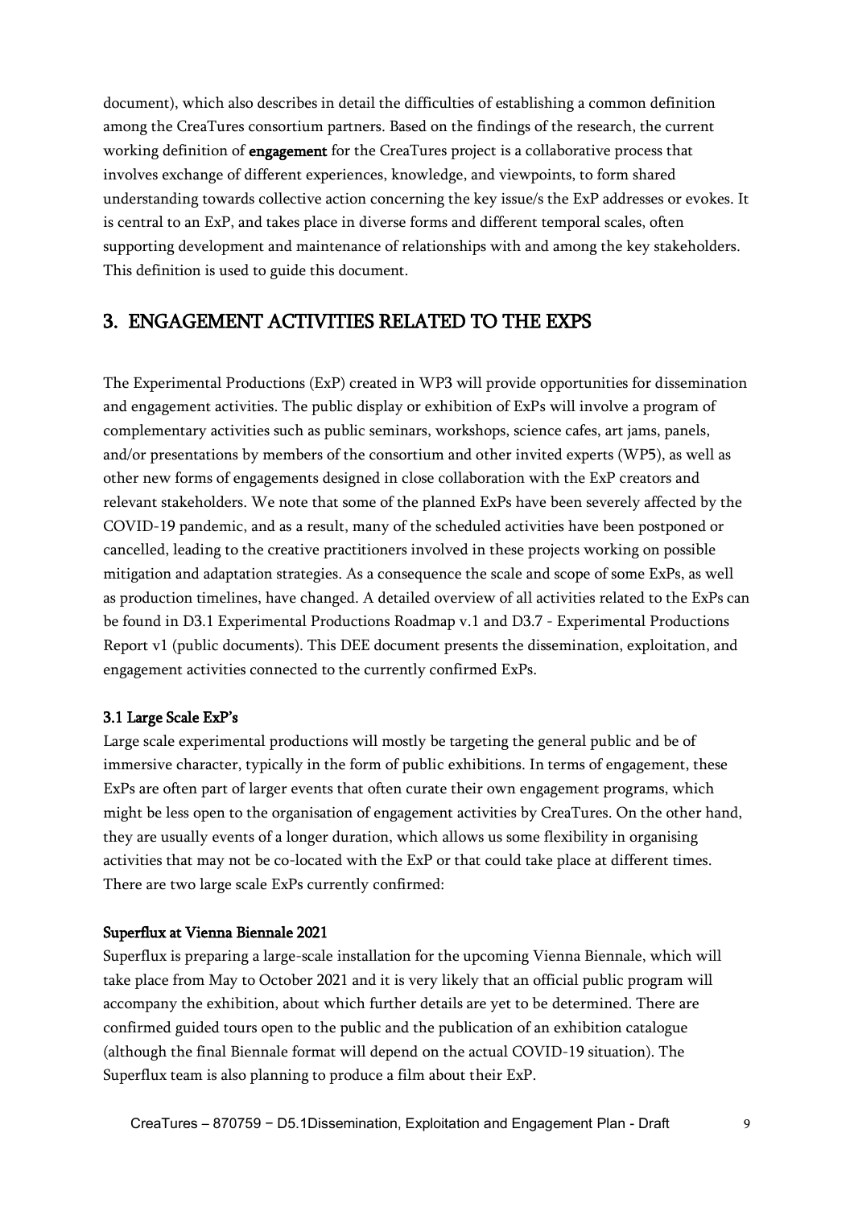document), which also describes in detail the difficulties of establishing a common definition among the CreaTures consortium partners. Based on the findings of the research, the current working definition of **engagement** for the CreaTures project is a collaborative process that involves exchange of different experiences, knowledge, and viewpoints, to form shared understanding towards collective action concerning the key issue/s the ExP addresses or evokes. It is central to an ExP, and takes place in diverse forms and different temporal scales, often supporting development and maintenance of relationships with and among the key stakeholders. This definition is used to guide this document.

## 3. ENGAGEMENT ACTIVITIES RELATED TO THE EXPS

The Experimental Productions (ExP) created in WP3 will provide opportunities for dissemination and engagement activities. The public display or exhibition of ExPs will involve a program of complementary activities such as public seminars, workshops, science cafes, art jams, panels, and/or presentations by members of the consortium and other invited experts (WP5), as well as other new forms of engagements designed in close collaboration with the ExP creators and relevant stakeholders. We note that some of the planned ExPs have been severely affected by the COVID-19 pandemic, and as a result, many of the scheduled activities have been postponed or cancelled, leading to the creative practitioners involved in these projects working on possible mitigation and adaptation strategies. As a consequence the scale and scope of some ExPs, as well as production timelines, have changed. A detailed overview of all activities related to the ExPs can be found in D3.1 Experimental Productions Roadmap v.1 and D3.7 - Experimental Productions Report v1 (public documents). This DEE document presents the dissemination, exploitation, and engagement activities connected to the currently confirmed ExPs.

### 3.1 Large Scale ExP's

Large scale experimental productions will mostly be targeting the general public and be of immersive character, typically in the form of public exhibitions. In terms of engagement, these ExPs are often part of larger events that often curate their own engagement programs, which might be less open to the organisation of engagement activities by CreaTures. On the other hand, they are usually events of a longer duration, which allows us some flexibility in organising activities that may not be co-located with the ExP or that could take place at different times. There are two large scale ExPs currently confirmed:

#### Superflux at Vienna Biennale 2021

Superflux is preparing a large-scale installation for the upcoming Vienna Biennale, which will take place from May to October 2021 and it is very likely that an official public program will accompany the exhibition, about which further details are yet to be determined. There are confirmed guided tours open to the public and the publication of an exhibition catalogue (although the final Biennale format will depend on the actual COVID-19 situation). The Superflux team is also planning to produce a film about their ExP.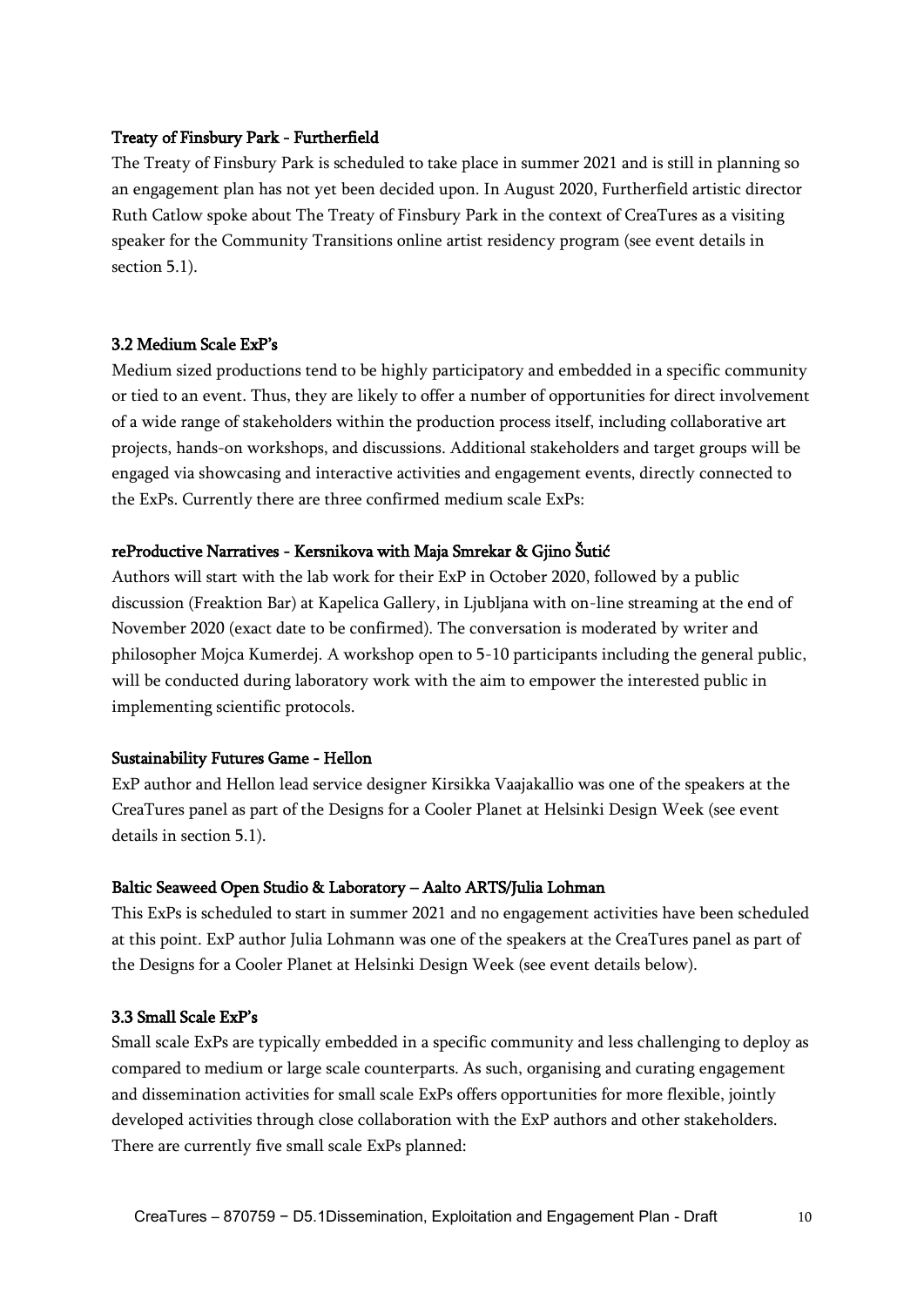#### Treaty of Finsbury Park - Furtherfield

The Treaty of Finsbury Park is scheduled to take place in summer 2021 and is still in planning so an engagement plan has not yet been decided upon. In August 2020, Furtherfield artistic director Ruth Catlow spoke about The Treaty of Finsbury Park in the context of CreaTures as a visiting speaker for the Community Transitions online artist residency program (see event details in section 5.1).

### 3.2 Medium Scale ExP's

Medium sized productions tend to be highly participatory and embedded in a specific community or tied to an event. Thus, they are likely to offer a number of opportunities for direct involvement of a wide range of stakeholders within the production process itself, including collaborative art projects, hands-on workshops, and discussions. Additional stakeholders and target groups will be engaged via showcasing and interactive activities and engagement events, directly connected to the ExPs. Currently there are three confirmed medium scale ExPs:

#### reProductive Narratives - Kersnikova with Maja Smrekar & Gjino Šutić

Authors will start with the lab work for their ExP in October 2020, followed by a public discussion (Freaktion Bar) at Kapelica Gallery, in Ljubljana with on-line streaming at the end of November 2020 (exact date to be confirmed). The conversation is moderated by writer and philosopher Mojca Kumerdej. A workshop open to 5-10 participants including the general public, will be conducted during laboratory work with the aim to empower the interested public in implementing scientific protocols.

#### Sustainability Futures Game - Hellon

ExP author and Hellon lead service designer Kirsikka Vaajakallio was one of the speakers at the CreaTures panel as part of the Designs for a Cooler Planet at Helsinki Design Week (see event details in section 5.1).

#### Baltic Seaweed Open Studio & Laboratory – Aalto ARTS/Julia Lohman

This ExPs is scheduled to start in summer 2021 and no engagement activities have been scheduled at this point. ExP author Julia Lohmann was one of the speakers at the CreaTures panel as part of the Designs for a Cooler Planet at Helsinki Design Week (see event details below).

### 3.3 Small Scale ExP's

Small scale ExPs are typically embedded in a specific community and less challenging to deploy as compared to medium or large scale counterparts. As such, organising and curating engagement and dissemination activities for small scale ExPs offers opportunities for more flexible, jointly developed activities through close collaboration with the ExP authors and other stakeholders. There are currently five small scale ExPs planned: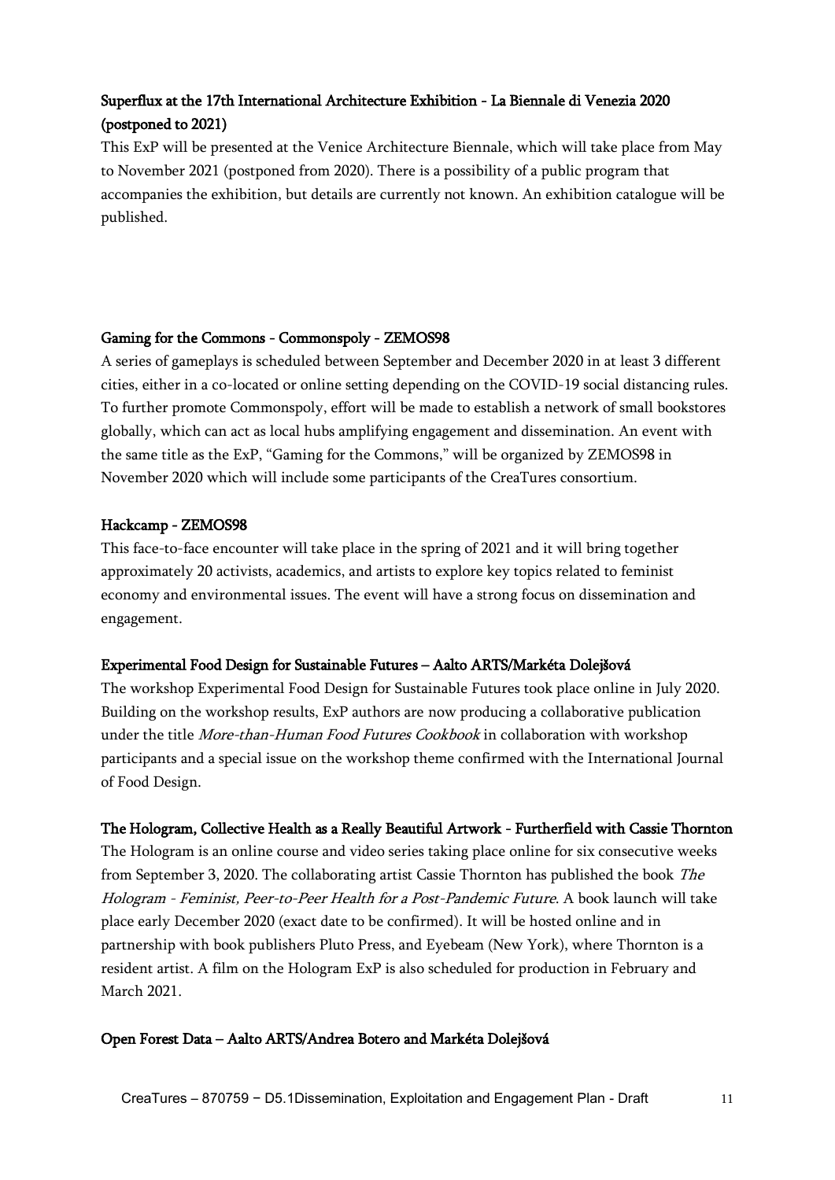#### Superflux at the 17th International Architecture Exhibition - La Biennale di Venezia 2020 (postponed to 2021)

This ExP will be presented at the Venice Architecture Biennale, which will take place from May to November 2021 (postponed from 2020). There is a possibility of a public program that accompanies the exhibition, but details are currently not known. An exhibition catalogue will be published.

#### Gaming for the Commons - Commonspoly - ZEMOS98

A series of gameplays is scheduled between September and December 2020 in at least 3 different cities, either in a co-located or online setting depending on the COVID-19 social distancing rules. To further promote Commonspoly, effort will be made to establish a network of small bookstores globally, which can act as local hubs amplifying engagement and dissemination. An event with the same title as the ExP, "Gaming for the Commons," will be organized by ZEMOS98 in November 2020 which will include some participants of the CreaTures consortium.

#### Hackcamp - ZEMOS98

This face-to-face encounter will take place in the spring of 2021 and it will bring together approximately 20 activists, academics, and artists to explore key topics related to feminist economy and environmental issues. The event will have a strong focus on dissemination and engagement.

#### Experimental Food Design for Sustainable Futures – Aalto ARTS/Markéta Dolejšová

The workshop Experimental Food Design for Sustainable Futures took place online in July 2020. Building on the workshop results, ExP authors are now producing a collaborative publication under the title *More-than-Human Food Futures Cookbook* in collaboration with workshop participants and a special issue on the workshop theme confirmed with the International Journal of Food Design.

#### The Hologram, Collective Health as a Really Beautiful Artwork - Furtherfield with Cassie Thornton

The Hologram is an online course and video series taking place online for six consecutive weeks from September 3, 2020. The collaborating artist Cassie Thornton has published the book *The Hologram - Feminist, Peer-to-Peer Health for a Post-Pandemic Future*. A book launch will take place early December 2020 (exact date to be confirmed). It will be hosted online and in partnership with book publishers Pluto Press, and Eyebeam (New York), where Thornton is a resident artist. A film on the Hologram ExP is also scheduled for production in February and March 2021.

#### Open Forest Data – Aalto ARTS/Andrea Botero and Markéta Dolejšová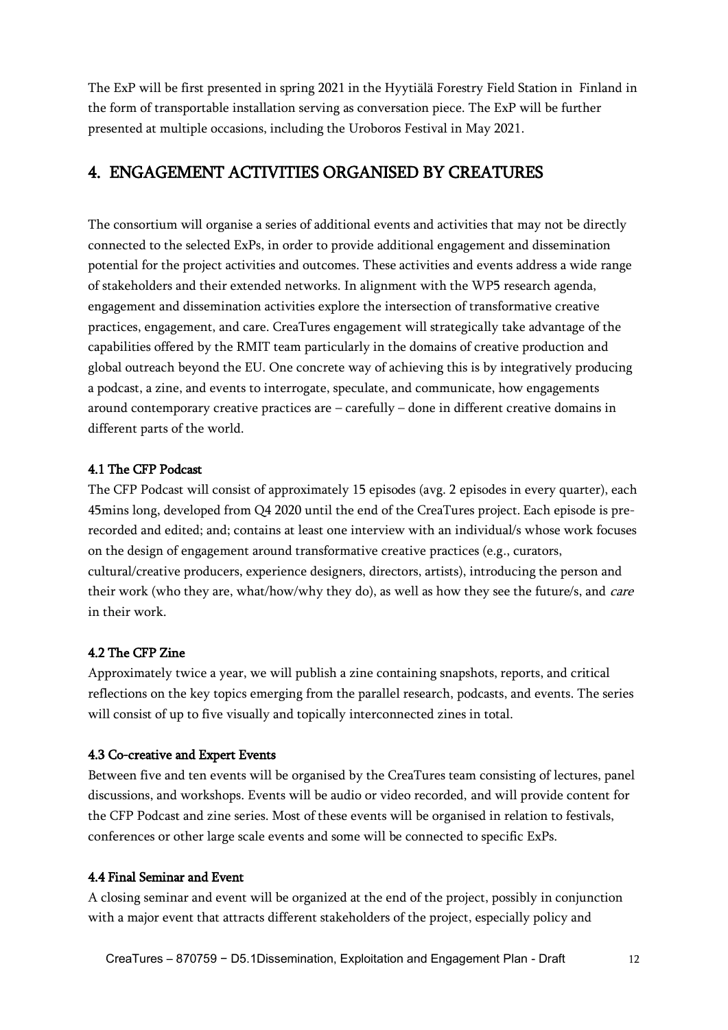The ExP will be first presented in spring 2021 in the Hyytiälä Forestry Field Station in Finland in the form of transportable installation serving as conversation piece. The ExP will be further presented at multiple occasions, including the Uroboros Festival in May 2021.

## 4. ENGAGEMENT ACTIVITIES ORGANISED BY CREATURES

The consortium will organise a series of additional events and activities that may not be directly connected to the selected ExPs, in order to provide additional engagement and dissemination potential for the project activities and outcomes. These activities and events address a wide range of stakeholders and their extended networks. In alignment with the WP5 research agenda, engagement and dissemination activities explore the intersection of transformative creative practices, engagement, and care. CreaTures engagement will strategically take advantage of the capabilities offered by the RMIT team particularly in the domains of creative production and global outreach beyond the EU. One concrete way of achieving this is by integratively producing a podcast, a zine, and events to interrogate, speculate, and communicate, how engagements around contemporary creative practices are – carefully – done in different creative domains in different parts of the world.

### 4.1 The CFP Podcast

The CFP Podcast will consist of approximately 15 episodes (avg. 2 episodes in every quarter), each 45mins long, developed from Q4 2020 until the end of the CreaTures project. Each episode is pre-recorded and edited; and; contains at least one interview with an individual/s whose work focuses on the design of engagement around transformative creative practices (e.g., curators, cultural/creative producers, experience designers, directors, artists), introducing the person and their work (who they are, what/how/why they do), as well as how they see the future/s, and *care* in their work.

### 4.2 The CFP Zine

Approximately twice a year, we will publish a zine containing snapshots, reports, and critical reflections on the key topics emerging from the parallel research, podcasts, and events. The series will consist of up to five visually and topically interconnected zines in total.

### 4.3 Co-creative and Expert Events

Between five and ten events will be organised by the CreaTures team consisting of lectures, panel discussions, and workshops. Events will be audio or video recorded, and will provide content for the CFP Podcast and zine series. Most of these events will be organised in relation to festivals, conferences or other large scale events and some will be connected to specific ExPs.

### 4.4 Final Seminar and Event

A closing seminar and event will be organized at the end of the project, possibly in conjunction with a major event that attracts different stakeholders of the project, especially policy and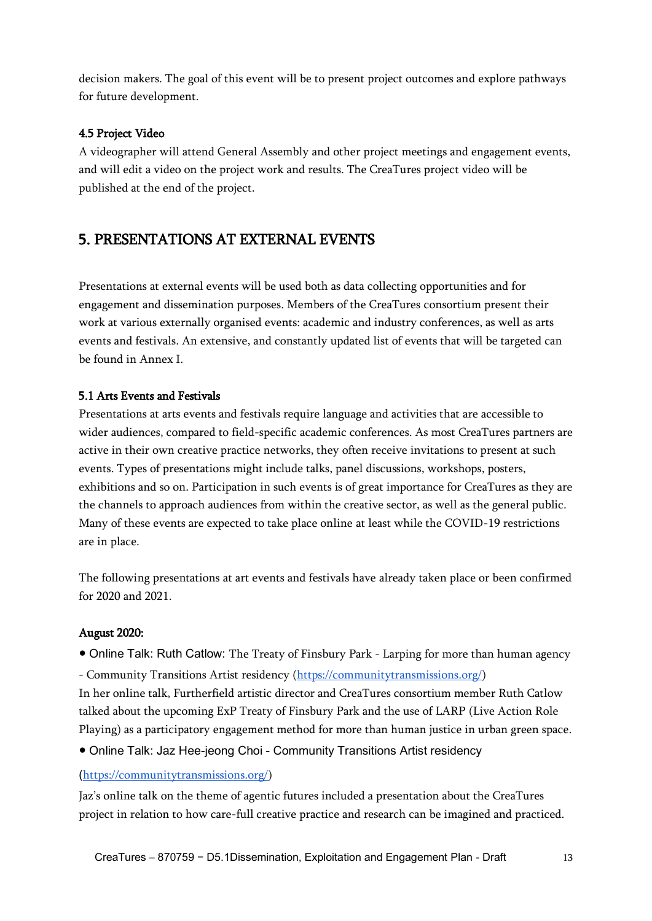decision makers. The goal of this event will be to present project outcomes and explore pathways for future development.

### 4.5 Project Video

A videographer will attend General Assembly and other project meetings and engagement events, and will edit a video on the project work and results. The CreaTures project video will be published at the end of the project.

## 5. PRESENTATIONS AT EXTERNAL EVENTS

Presentations at external events will be used both as data collecting opportunities and for engagement and dissemination purposes. Members of the CreaTures consortium present their work at various externally organised events: academic and industry conferences, as well as arts events and festivals. An extensive, and constantly updated list of events that will be targeted can be found in Annex I.

### 5.1 Arts Events and Festivals

Presentations at arts events and festivals require language and activities that are accessible to wider audiences, compared to field-specific academic conferences. As most CreaTures partners are active in their own creative practice networks, they often receive invitations to present at such events. Types of presentations might include talks, panel discussions, workshops, posters, exhibitions and so on. Participation in such events is of great importance for CreaTures as they are the channels to approach audiences from within the creative sector, as well as the general public. Many of these events are expected to take place online at least while the COVID-19 restrictions are in place.

The following presentations at art events and festivals have already taken place or been confirmed for 2020 and 2021.

**August 2020:**

- Online Talk: Ruth Catlow: The Treaty of Finsbury Park - Larping for more than human agency - Community Transitions Artist residency (https://communitytransmissions.org/)
  In her online talk, Furtherfield artistic director and CreaTures consortium member Ruth Catlow talked about the upcoming ExP Treaty of Finsbury Park and the use of LARP (Live Action Role Playing) as a participatory engagement method for more than human justice in urban green space.
- Online Talk: Jaz Hee-jeong Choi - Community Transitions Artist residency (https://communitytransmissions.org/)
  Jaz's online talk on the theme of agentic futures included a presentation about the CreaTures project in relation to how care-full creative practice and research can be imagined and practiced.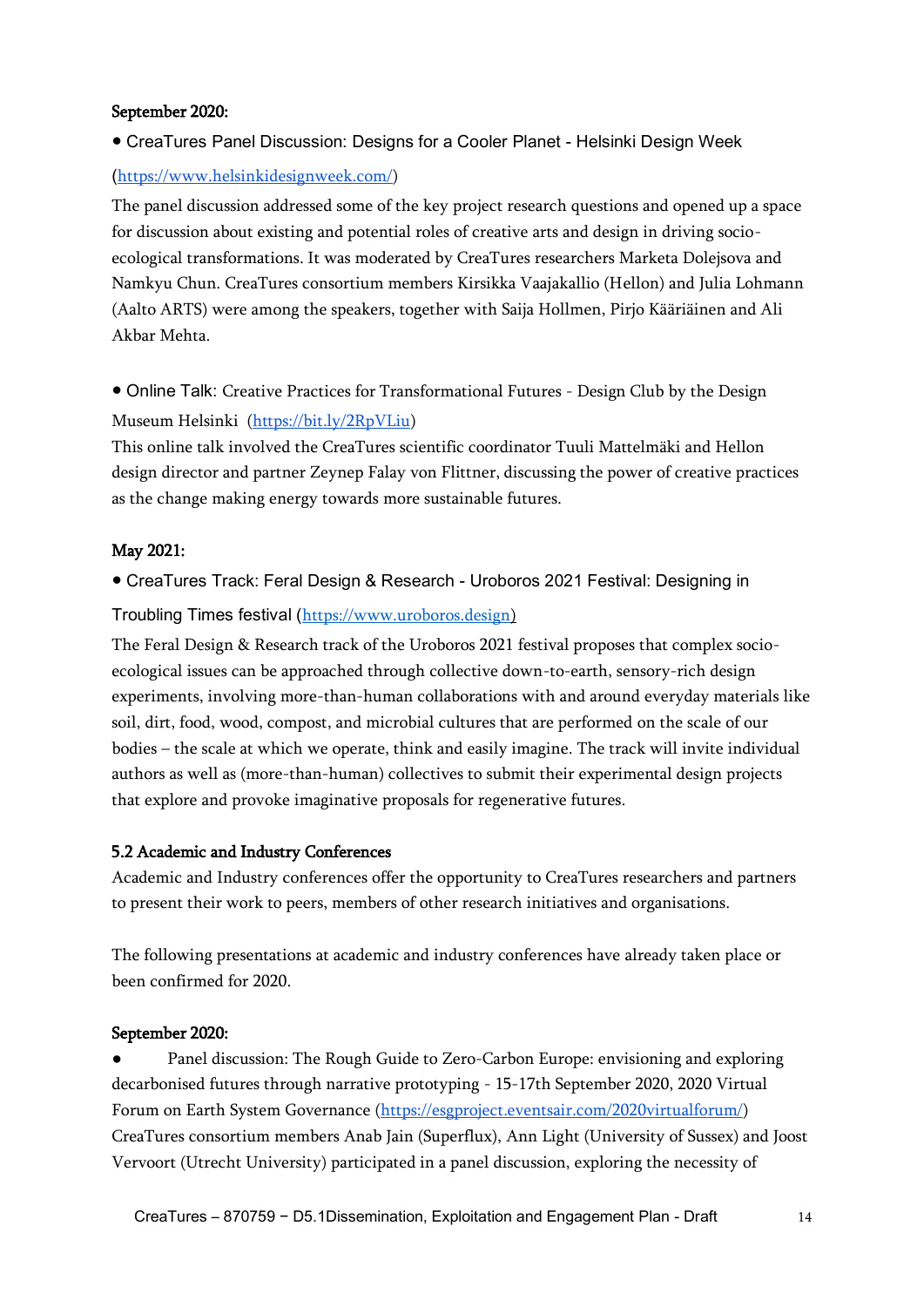**September 2020:**

- CreaTures Panel Discussion: Designs for a Cooler Planet - Helsinki Design Week (https://www.helsinkidesignweek.com/)

The panel discussion addressed some of the key project research questions and opened up a space for discussion about existing and potential roles of creative arts and design in driving socio-ecological transformations. It was moderated by CreaTures researchers Marketa Dolejsova and Namkyu Chun. CreaTures consortium members Kirsikka Vaajakallio (Hellon) and Julia Lohmann (Aalto ARTS) were among the speakers, together with Saija Hollmen, Pirjo Kääriäinen and Ali Akbar Mehta.

- Online Talk: Creative Practices for Transformational Futures - Design Club by the Design Museum Helsinki (https://bit.ly/2RpVLiu)

This online talk involved the CreaTures scientific coordinator Tuuli Mattelmäki and Hellon design director and partner Zeynep Falay von Flittner, discussing the power of creative practices as the change making energy towards more sustainable futures.

**May 2021:**

- CreaTures Track: Feral Design & Research - Uroboros 2021 Festival: Designing in Troubling Times festival (https://www.uroboros.design)

The Feral Design & Research track of the Uroboros 2021 festival proposes that complex socio-ecological issues can be approached through collective down-to-earth, sensory-rich design experiments, involving more-than-human collaborations with and around everyday materials like soil, dirt, food, wood, compost, and microbial cultures that are performed on the scale of our bodies – the scale at which we operate, think and easily imagine. The track will invite individual authors as well as (more-than-human) collectives to submit their experimental design projects that explore and provoke imaginative proposals for regenerative futures.

### 5.2 Academic and Industry Conferences

Academic and Industry conferences offer the opportunity to CreaTures researchers and partners to present their work to peers, members of other research initiatives and organisations.

The following presentations at academic and industry conferences have already taken place or been confirmed for 2020.

**September 2020:**

- Panel discussion: The Rough Guide to Zero-Carbon Europe: envisioning and exploring decarbonised futures through narrative prototyping - 15-17th September 2020, 2020 Virtual Forum on Earth System Governance (https://esgproject.eventsair.com/2020virtualforum/)

CreaTures consortium members Anab Jain (Superflux), Ann Light (University of Sussex) and Joost Vervoort (Utrecht University) participated in a panel discussion, exploring the necessity of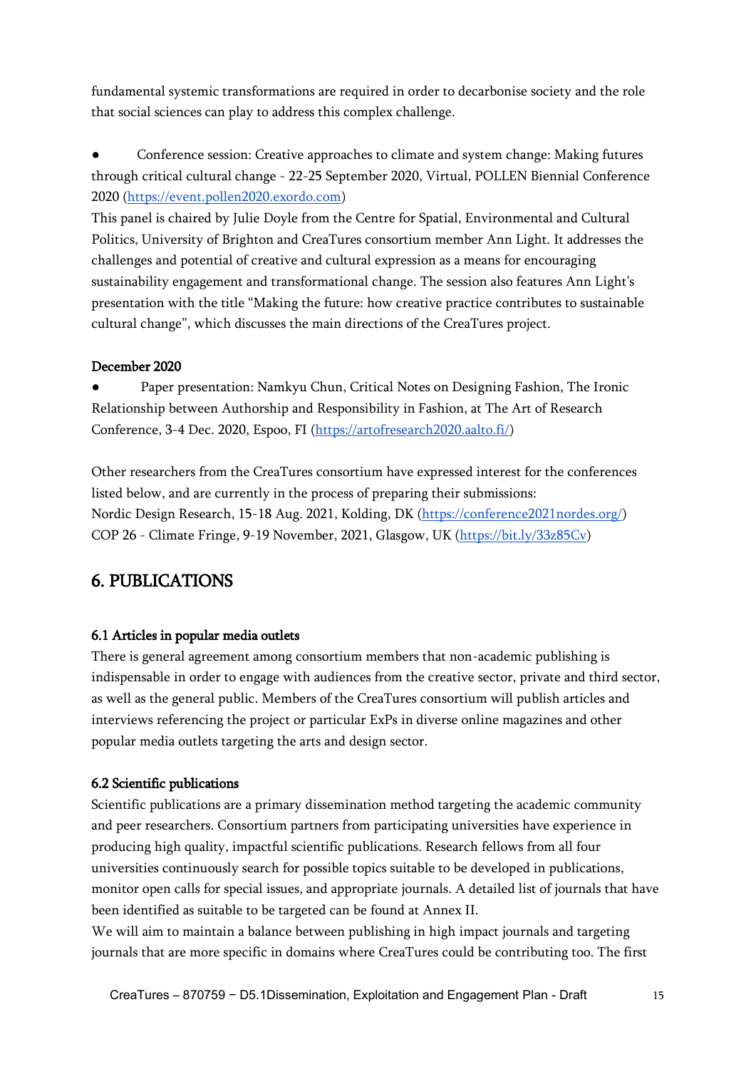fundamental systemic transformations are required in order to decarbonise society and the role that social sciences can play to address this complex challenge.

- Conference session: Creative approaches to climate and system change: Making futures through critical cultural change - 22-25 September 2020, Virtual, POLLEN Biennial Conference 2020 ([https://event.pollen2020.exordo.com](https://event.pollen2020.exordo.com))

This panel is chaired by Julie Doyle from the Centre for Spatial, Environmental and Cultural Politics, University of Brighton and CreaTures consortium member Ann Light. It addresses the challenges and potential of creative and cultural expression as a means for encouraging sustainability engagement and transformational change. The session also features Ann Light's presentation with the title "Making the future: how creative practice contributes to sustainable cultural change", which discusses the main directions of the CreaTures project.

**December 2020**

- Paper presentation: Namkyu Chun, Critical Notes on Designing Fashion, The Ironic Relationship between Authorship and Responsibility in Fashion, at The Art of Research Conference, 3-4 Dec. 2020, Espoo, FI ([https://artofresearch2020.aalto.fi/](https://artofresearch2020.aalto.fi/))

Other researchers from the CreaTures consortium have expressed interest for the conferences listed below, and are currently in the process of preparing their submissions:
Nordic Design Research, 15-18 Aug. 2021, Kolding, DK ([https://conference2021nordes.org/](https://conference2021nordes.org/))
COP 26 - Climate Fringe, 9-19 November, 2021, Glasgow, UK ([https://bit.ly/33z85Cv](https://bit.ly/33z85Cv))

## 6. PUBLICATIONS

### 6.1 Articles in popular media outlets

There is general agreement among consortium members that non-academic publishing is indispensable in order to engage with audiences from the creative sector, private and third sector, as well as the general public. Members of the CreaTures consortium will publish articles and interviews referencing the project or particular ExPs in diverse online magazines and other popular media outlets targeting the arts and design sector.

### 6.2 Scientific publications

Scientific publications are a primary dissemination method targeting the academic community and peer researchers. Consortium partners from participating universities have experience in producing high quality, impactful scientific publications. Research fellows from all four universities continuously search for possible topics suitable to be developed in publications, monitor open calls for special issues, and appropriate journals. A detailed list of journals that have been identified as suitable to be targeted can be found at Annex II.
We will aim to maintain a balance between publishing in high impact journals and targeting journals that are more specific in domains where CreaTures could be contributing too. The first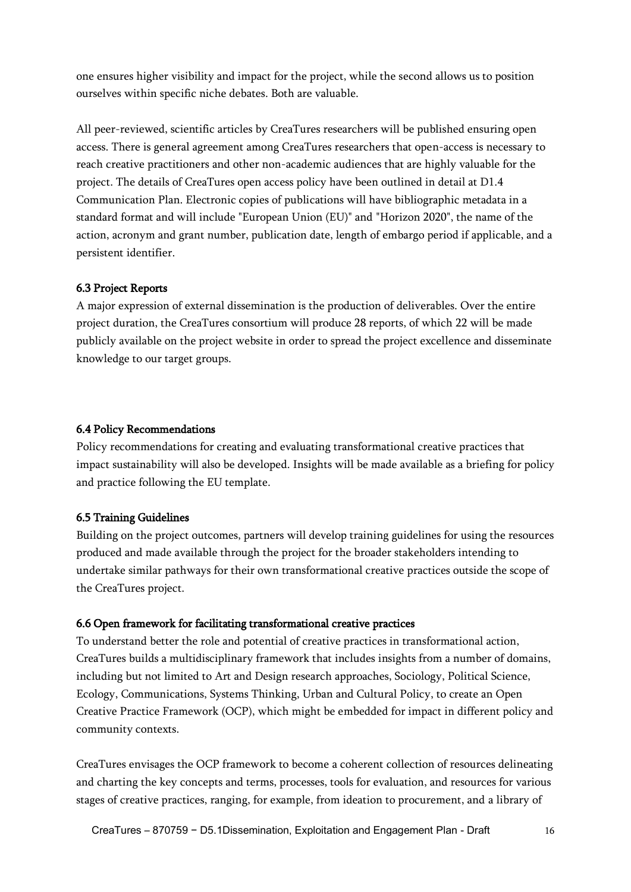one ensures higher visibility and impact for the project, while the second allows us to position ourselves within specific niche debates. Both are valuable.

All peer-reviewed, scientific articles by CreaTures researchers will be published ensuring open access. There is general agreement among CreaTures researchers that open-access is necessary to reach creative practitioners and other non-academic audiences that are highly valuable for the project. The details of CreaTures open access policy have been outlined in detail at D1.4 Communication Plan. Electronic copies of publications will have bibliographic metadata in a standard format and will include "European Union (EU)" and "Horizon 2020", the name of the action, acronym and grant number, publication date, length of embargo period if applicable, and a persistent identifier.

### 6.3 Project Reports

A major expression of external dissemination is the production of deliverables. Over the entire project duration, the CreaTures consortium will produce 28 reports, of which 22 will be made publicly available on the project website in order to spread the project excellence and disseminate knowledge to our target groups.

### 6.4 Policy Recommendations

Policy recommendations for creating and evaluating transformational creative practices that impact sustainability will also be developed. Insights will be made available as a briefing for policy and practice following the EU template.

### 6.5 Training Guidelines

Building on the project outcomes, partners will develop training guidelines for using the resources produced and made available through the project for the broader stakeholders intending to undertake similar pathways for their own transformational creative practices outside the scope of the CreaTures project.

### 6.6 Open framework for facilitating transformational creative practices

To understand better the role and potential of creative practices in transformational action, CreaTures builds a multidisciplinary framework that includes insights from a number of domains, including but not limited to Art and Design research approaches, Sociology, Political Science, Ecology, Communications, Systems Thinking, Urban and Cultural Policy, to create an Open Creative Practice Framework (OCP), which might be embedded for impact in different policy and community contexts.

CreaTures envisages the OCP framework to become a coherent collection of resources delineating and charting the key concepts and terms, processes, tools for evaluation, and resources for various stages of creative practices, ranging, for example, from ideation to procurement, and a library of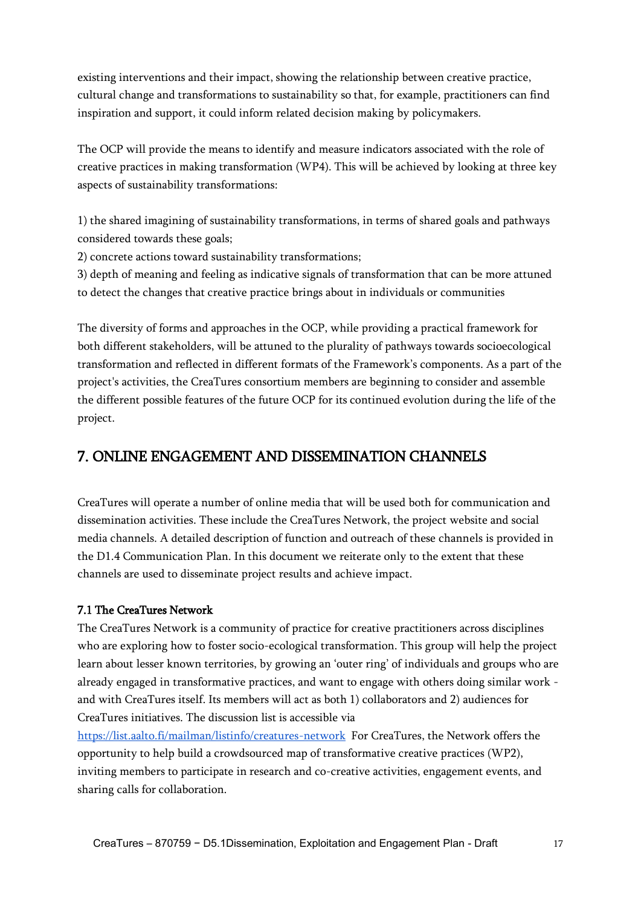existing interventions and their impact, showing the relationship between creative practice, cultural change and transformations to sustainability so that, for example, practitioners can find inspiration and support, it could inform related decision making by policymakers.

The OCP will provide the means to identify and measure indicators associated with the role of creative practices in making transformation (WP4). This will be achieved by looking at three key aspects of sustainability transformations:

1) the shared imagining of sustainability transformations, in terms of shared goals and pathways considered towards these goals;
2) concrete actions toward sustainability transformations;
3) depth of meaning and feeling as indicative signals of transformation that can be more attuned to detect the changes that creative practice brings about in individuals or communities

The diversity of forms and approaches in the OCP, while providing a practical framework for both different stakeholders, will be attuned to the plurality of pathways towards socioecological transformation and reflected in different formats of the Framework's components. As a part of the project's activities, the CreaTures consortium members are beginning to consider and assemble the different possible features of the future OCP for its continued evolution during the life of the project.

## 7. ONLINE ENGAGEMENT AND DISSEMINATION CHANNELS

CreaTures will operate a number of online media that will be used both for communication and dissemination activities. These include the CreaTures Network, the project website and social media channels. A detailed description of function and outreach of these channels is provided in the D1.4 Communication Plan. In this document we reiterate only to the extent that these channels are used to disseminate project results and achieve impact.

### 7.1 The CreaTures Network

The CreaTures Network is a community of practice for creative practitioners across disciplines who are exploring how to foster socio-ecological transformation. This group will help the project learn about lesser known territories, by growing an 'outer ring' of individuals and groups who are already engaged in transformative practices, and want to engage with others doing similar work - and with CreaTures itself. Its members will act as both 1) collaborators and 2) audiences for CreaTures initiatives. The discussion list is accessible via https://list.aalto.fi/mailman/listinfo/creatures-network For CreaTures, the Network offers the opportunity to help build a crowdsourced map of transformative creative practices (WP2), inviting members to participate in research and co-creative activities, engagement events, and sharing calls for collaboration.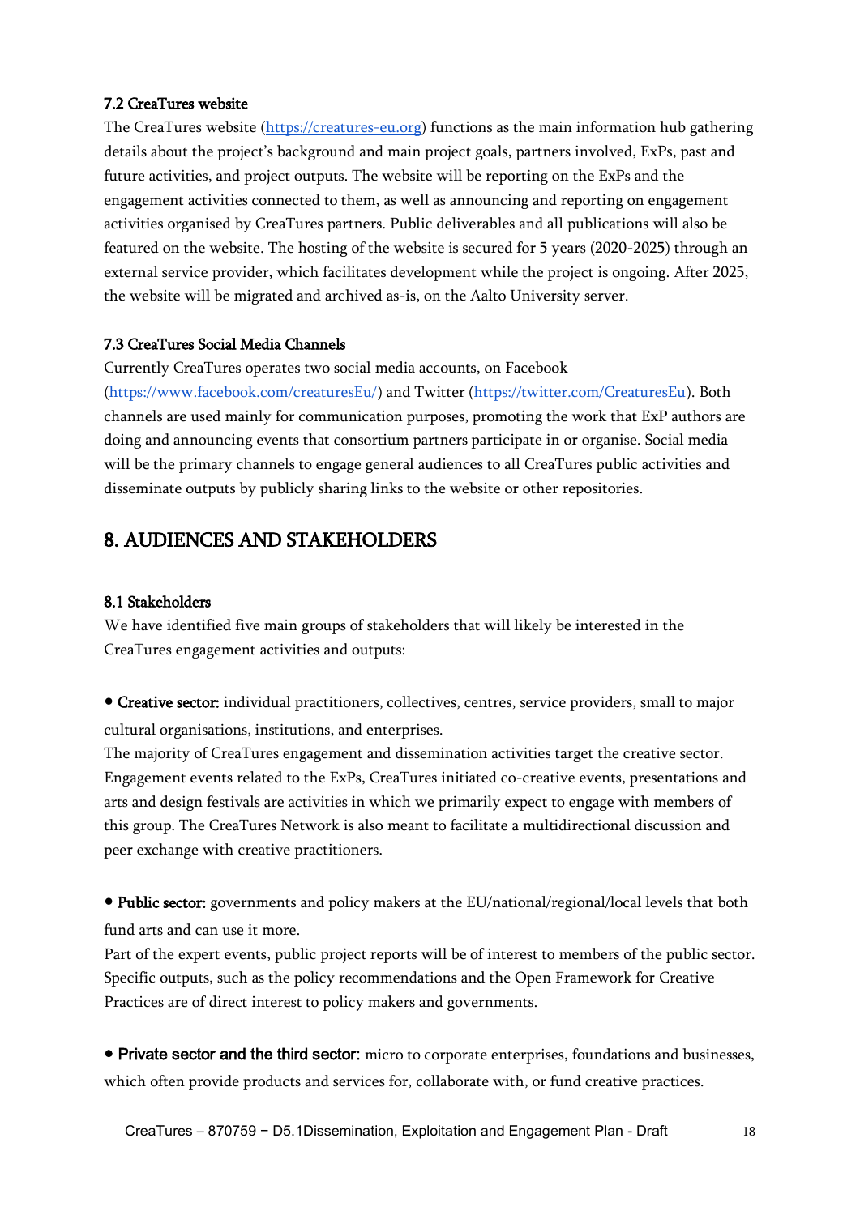### 7.2 CreaTures website

The CreaTures website ([https://creatures-eu.org](https://creatures-eu.org)) functions as the main information hub gathering details about the project's background and main project goals, partners involved, ExPs, past and future activities, and project outputs. The website will be reporting on the ExPs and the engagement activities connected to them, as well as announcing and reporting on engagement activities organised by CreaTures partners. Public deliverables and all publications will also be featured on the website. The hosting of the website is secured for 5 years (2020-2025) through an external service provider, which facilitates development while the project is ongoing. After 2025, the website will be migrated and archived as-is, on the Aalto University server.

### 7.3 CreaTures Social Media Channels

Currently CreaTures operates two social media accounts, on Facebook ([https://www.facebook.com/creaturesEu/](https://www.facebook.com/creaturesEu/)) and Twitter ([https://twitter.com/CreaturesEu](https://twitter.com/CreaturesEu)). Both channels are used mainly for communication purposes, promoting the work that ExP authors are doing and announcing events that consortium partners participate in or organise. Social media will be the primary channels to engage general audiences to all CreaTures public activities and disseminate outputs by publicly sharing links to the website or other repositories.

## 8. AUDIENCES AND STAKEHOLDERS

### 8.1 Stakeholders

We have identified five main groups of stakeholders that will likely be interested in the CreaTures engagement activities and outputs:

- **Creative sector:** individual practitioners, collectives, centres, service providers, small to major cultural organisations, institutions, and enterprises.
The majority of CreaTures engagement and dissemination activities target the creative sector. Engagement events related to the ExPs, CreaTures initiated co-creative events, presentations and arts and design festivals are activities in which we primarily expect to engage with members of this group. The CreaTures Network is also meant to facilitate a multidirectional discussion and peer exchange with creative practitioners.

- **Public sector:** governments and policy makers at the EU/national/regional/local levels that both fund arts and can use it more.
Part of the expert events, public project reports will be of interest to members of the public sector. Specific outputs, such as the policy recommendations and the Open Framework for Creative Practices are of direct interest to policy makers and governments.

- **Private sector and the third sector:** micro to corporate enterprises, foundations and businesses, which often provide products and services for, collaborate with, or fund creative practices.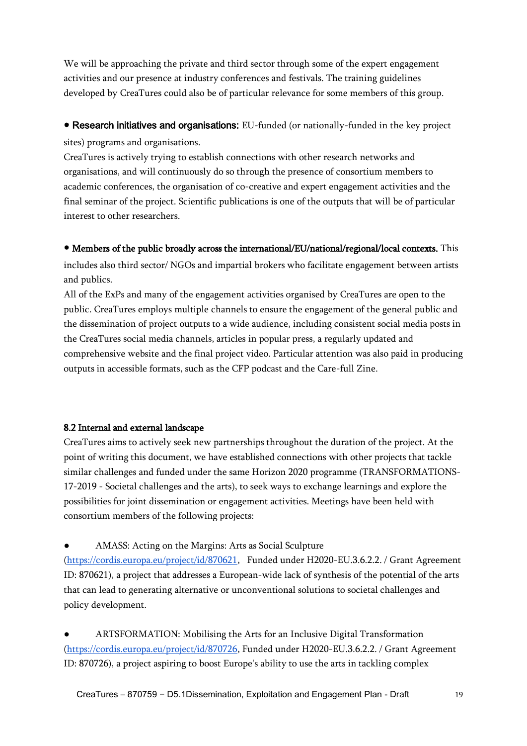We will be approaching the private and third sector through some of the expert engagement activities and our presence at industry conferences and festivals. The training guidelines developed by CreaTures could also be of particular relevance for some members of this group.

- **Research initiatives and organisations:** EU-funded (or nationally-funded in the key project sites) programs and organisations.

CreaTures is actively trying to establish connections with other research networks and organisations, and will continuously do so through the presence of consortium members to academic conferences, the organisation of co-creative and expert engagement activities and the final seminar of the project. Scientific publications is one of the outputs that will be of particular interest to other researchers.

- **Members of the public broadly across the international/EU/national/regional/local contexts.** This includes also third sector/ NGOs and impartial brokers who facilitate engagement between artists and publics.

All of the ExPs and many of the engagement activities organised by CreaTures are open to the public. CreaTures employs multiple channels to ensure the engagement of the general public and the dissemination of project outputs to a wide audience, including consistent social media posts in the CreaTures social media channels, articles in popular press, a regularly updated and comprehensive website and the final project video. Particular attention was also paid in producing outputs in accessible formats, such as the CFP podcast and the Care-full Zine.

## 8.2 Internal and external landscape

CreaTures aims to actively seek new partnerships throughout the duration of the project. At the point of writing this document, we have established connections with other projects that tackle similar challenges and funded under the same Horizon 2020 programme (TRANSFORMATIONS-17-2019 - Societal challenges and the arts), to seek ways to exchange learnings and explore the possibilities for joint dissemination or engagement activities. Meetings have been held with consortium members of the following projects:

- AMASS: Acting on the Margins: Arts as Social Sculpture (https://cordis.europa.eu/project/id/870621, Funded under H2020-EU.3.6.2.2. / Grant Agreement ID: 870621), a project that addresses a European-wide lack of synthesis of the potential of the arts that can lead to generating alternative or unconventional solutions to societal challenges and policy development.

- ARTSFORMATION: Mobilising the Arts for an Inclusive Digital Transformation (https://cordis.europa.eu/project/id/870726, Funded under H2020-EU.3.6.2.2. / Grant Agreement ID: 870726), a project aspiring to boost Europe's ability to use the arts in tackling complex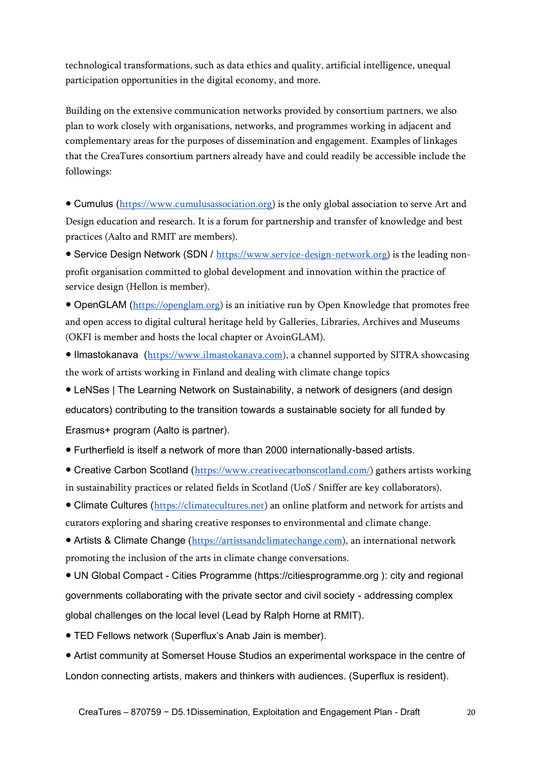technological transformations, such as data ethics and quality, artificial intelligence, unequal participation opportunities in the digital economy, and more.

Building on the extensive communication networks provided by consortium partners, we also plan to work closely with organisations, networks, and programmes working in adjacent and complementary areas for the purposes of dissemination and engagement. Examples of linkages that the CreaTures consortium partners already have and could readily be accessible include the followings:

- Cumulus (https://www.cumulusassociation.org) is the only global association to serve Art and Design education and research. It is a forum for partnership and transfer of knowledge and best practices (Aalto and RMIT are members).
- Service Design Network (SDN / https://www.service-design-network.org) is the leading non-profit organisation committed to global development and innovation within the practice of service design (Hellon is member).
- OpenGLAM (https://openglam.org) is an initiative run by Open Knowledge that promotes free and open access to digital cultural heritage held by Galleries, Libraries, Archives and Museums (OKFI is member and hosts the local chapter or AvoinGLAM).
- Ilmastokanava (https://www.ilmastokanava.com), a channel supported by SITRA showcasing the work of artists working in Finland and dealing with climate change topics
- LeNSes | The Learning Network on Sustainability, a network of designers (and design educators) contributing to the transition towards a sustainable society for all funded by Erasmus+ program (Aalto is partner).
- Furtherfield is itself a network of more than 2000 internationally-based artists.
- Creative Carbon Scotland (https://www.creativecarbonscotland.com/) gathers artists working in sustainability practices or related fields in Scotland (UoS / Sniffer are key collaborators).
- Climate Cultures (https://climatecultures.net) an online platform and network for artists and curators exploring and sharing creative responses to environmental and climate change.
- Artists & Climate Change (https://artistsandclimatechange.com), an international network promoting the inclusion of the arts in climate change conversations.
- UN Global Compact - Cities Programme (https://citiesprogramme.org ): city and regional governments collaborating with the private sector and civil society - addressing complex global challenges on the local level (Lead by Ralph Horne at RMIT).
- TED Fellows network (Superflux's Anab Jain is member).
- Artist community at Somerset House Studios an experimental workspace in the centre of London connecting artists, makers and thinkers with audiences. (Superflux is resident).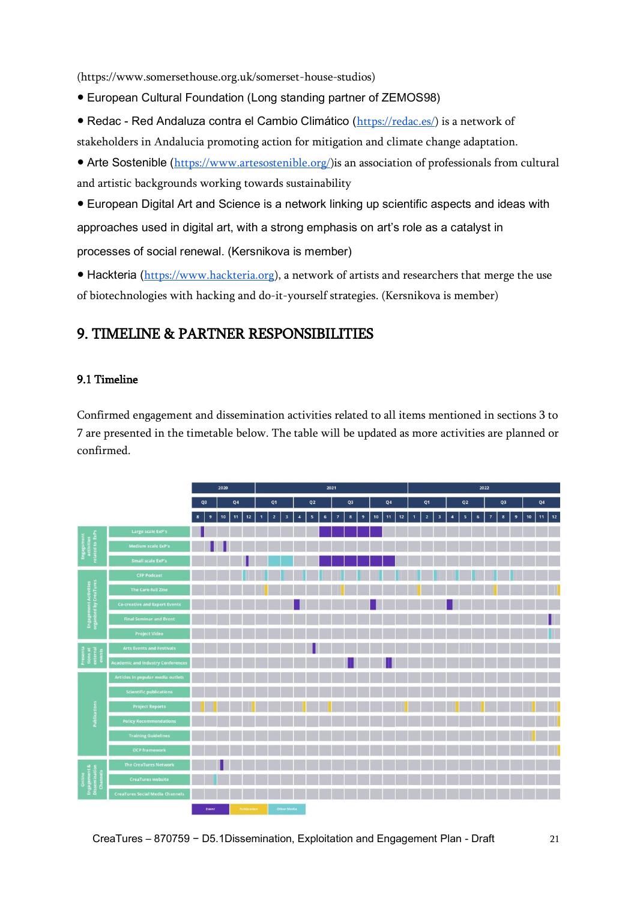(https://www.somersethouse.org.uk/somerset-house-studios)

- European Cultural Foundation (Long standing partner of ZEMOS98)
- Redac - Red Andaluza contra el Cambio Climático (https://redac.es/) is a network of stakeholders in Andalucia promoting action for mitigation and climate change adaptation.
- Arte Sostenible (https://www.artesostenible.org/)is an association of professionals from cultural and artistic backgrounds working towards sustainability
- European Digital Art and Science is a network linking up scientific aspects and ideas with approaches used in digital art, with a strong emphasis on art's role as a catalyst in processes of social renewal. (Kersnikova is member)
- Hackteria (https://www.hackteria.org), a network of artists and researchers that merge the use of biotechnologies with hacking and do-it-yourself strategies. (Kersnikova is member)

## 9. TIMELINE & PARTNER RESPONSIBILITIES

### 9.1 Timeline

Confirmed engagement and dissemination activities related to all items mentioned in sections 3 to 7 are presented in the timetable below. The table will be updated as more activities are planned or confirmed.

| Category | Activity |
|---|---|
| Engagement activities related to ExPs | Large scale ExP's |
| | Medium scale ExP's |
| | Small scale ExP's |
| Engagement Activities organised by CreaTures | CFP Podcast |
| | The Care-full Zine |
| | Co-creative and Expert Events |
| | Final Seminar and Event |
| | Project Video |
| Presentations at external events | Arts Events and Festivals |
| | Academic and Industry Conferences |
| Publications | Articles in popular media outlets |
| | Scientific publications |
| | Project Reports |
| | Policy Recommendations |
| | Training Guidelines |
| | OCP framework |
| Online Engagement & Dissemination Channels | The CreaTures Network |
| | CreaTures website |
| | CreaTures Social Media Channels |

Timeline columns: 2020 (Q3: 8, 9; Q4: 10, 11, 12), 2021 (Q1: 1, 2, 3; Q2: 4, 5, 6; Q3: 7, 8, 9; Q4: 10, 11, 12), 2022 (Q1: 1, 2, 3; Q2: 4, 5, 6; Q3: 7, 8, 9; Q4: 10, 11, 12)

Legend: Event | Publication | Other Media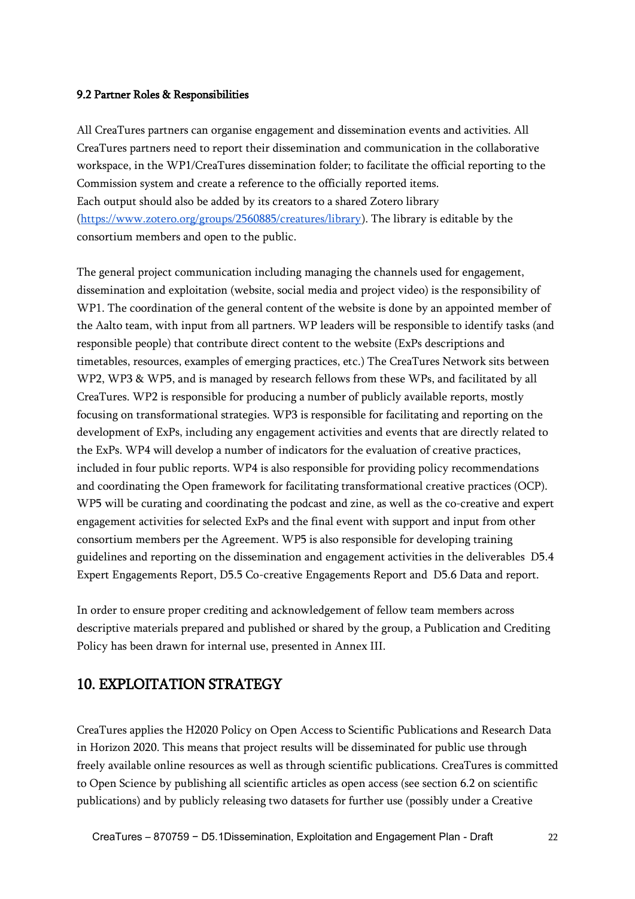### 9.2 Partner Roles & Responsibilities

All CreaTures partners can organise engagement and dissemination events and activities. All CreaTures partners need to report their dissemination and communication in the collaborative workspace, in the WP1/CreaTures dissemination folder; to facilitate the official reporting to the Commission system and create a reference to the officially reported items.
Each output should also be added by its creators to a shared Zotero library (https://www.zotero.org/groups/2560885/creatures/library). The library is editable by the consortium members and open to the public.

The general project communication including managing the channels used for engagement, dissemination and exploitation (website, social media and project video) is the responsibility of WP1. The coordination of the general content of the website is done by an appointed member of the Aalto team, with input from all partners. WP leaders will be responsible to identify tasks (and responsible people) that contribute direct content to the website (ExPs descriptions and timetables, resources, examples of emerging practices, etc.) The CreaTures Network sits between WP2, WP3 & WP5, and is managed by research fellows from these WPs, and facilitated by all CreaTures. WP2 is responsible for producing a number of publicly available reports, mostly focusing on transformational strategies. WP3 is responsible for facilitating and reporting on the development of ExPs, including any engagement activities and events that are directly related to the ExPs. WP4 will develop a number of indicators for the evaluation of creative practices, included in four public reports. WP4 is also responsible for providing policy recommendations and coordinating the Open framework for facilitating transformational creative practices (OCP). WP5 will be curating and coordinating the podcast and zine, as well as the co-creative and expert engagement activities for selected ExPs and the final event with support and input from other consortium members per the Agreement. WP5 is also responsible for developing training guidelines and reporting on the dissemination and engagement activities in the deliverables D5.4 Expert Engagements Report, D5.5 Co-creative Engagements Report and D5.6 Data and report.

In order to ensure proper crediting and acknowledgement of fellow team members across descriptive materials prepared and published or shared by the group, a Publication and Crediting Policy has been drawn for internal use, presented in Annex III.

## 10. EXPLOITATION STRATEGY

CreaTures applies the H2020 Policy on Open Access to Scientific Publications and Research Data in Horizon 2020. This means that project results will be disseminated for public use through freely available online resources as well as through scientific publications. CreaTures is committed to Open Science by publishing all scientific articles as open access (see section 6.2 on scientific publications) and by publicly releasing two datasets for further use (possibly under a Creative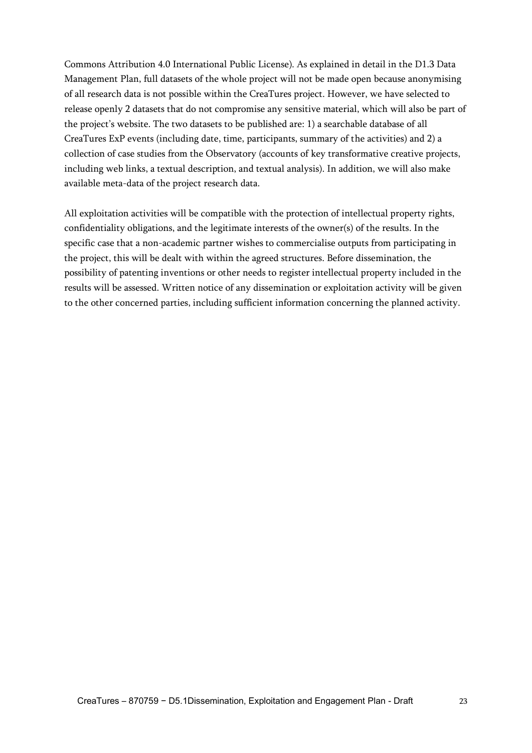Commons Attribution 4.0 International Public License). As explained in detail in the D1.3 Data Management Plan, full datasets of the whole project will not be made open because anonymising of all research data is not possible within the CreaTures project. However, we have selected to release openly 2 datasets that do not compromise any sensitive material, which will also be part of the project's website. The two datasets to be published are: 1) a searchable database of all CreaTures ExP events (including date, time, participants, summary of the activities) and 2) a collection of case studies from the Observatory (accounts of key transformative creative projects, including web links, a textual description, and textual analysis). In addition, we will also make available meta-data of the project research data.

All exploitation activities will be compatible with the protection of intellectual property rights, confidentiality obligations, and the legitimate interests of the owner(s) of the results. In the specific case that a non-academic partner wishes to commercialise outputs from participating in the project, this will be dealt with within the agreed structures. Before dissemination, the possibility of patenting inventions or other needs to register intellectual property included in the results will be assessed. Written notice of any dissemination or exploitation activity will be given to the other concerned parties, including sufficient information concerning the planned activity.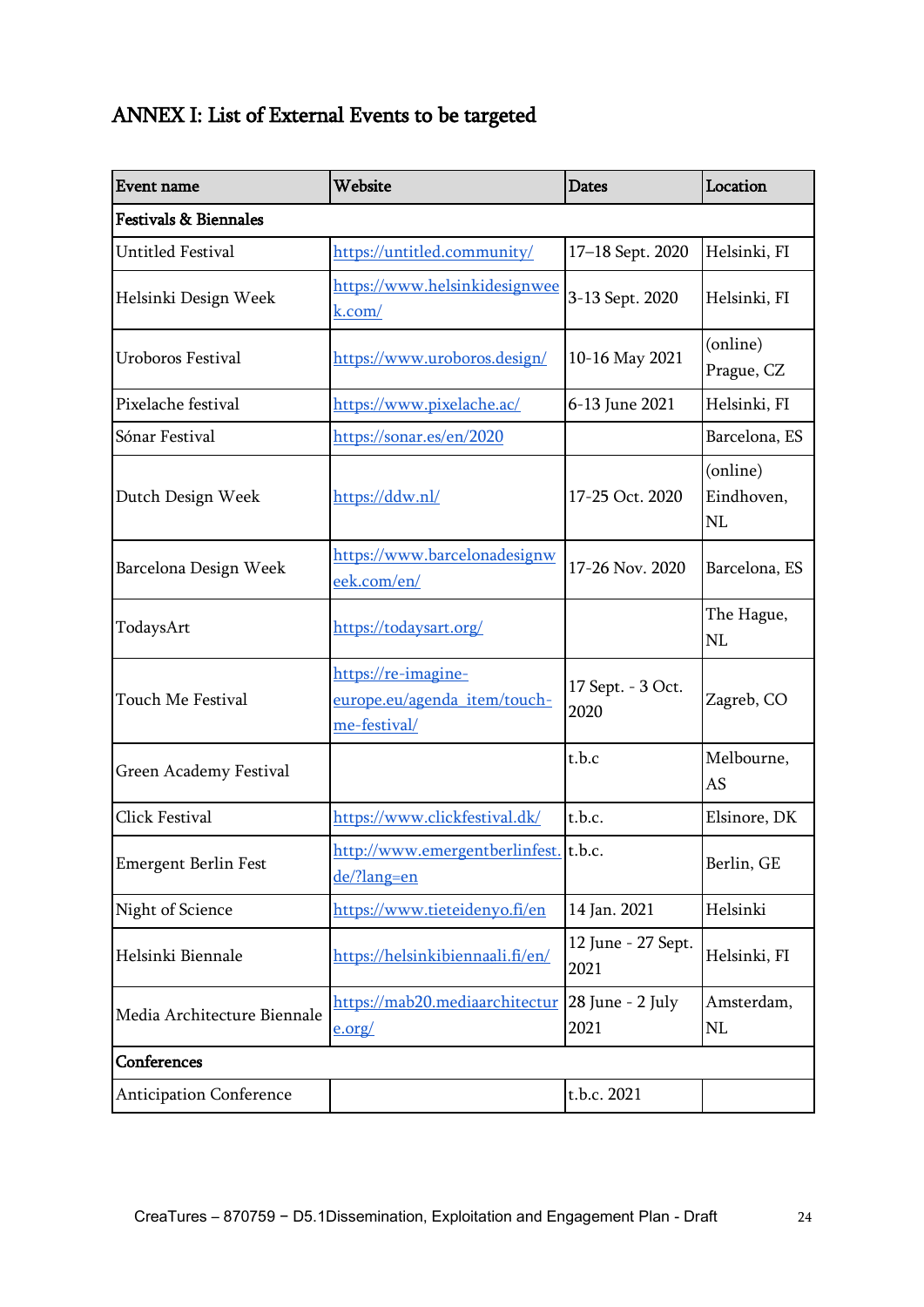# ANNEX I: List of External Events to be targeted

| Event name | Website | Dates | Location |
|---|---|---|---|
| **Festivals & Biennales** | | | |
| Untitled Festival | https://untitled.community/ | 17–18 Sept. 2020 | Helsinki, FI |
| Helsinki Design Week | https://www.helsinkidesignweek.com/ | 3-13 Sept. 2020 | Helsinki, FI |
| Uroboros Festival | https://www.uroboros.design/ | 10-16 May 2021 | (online) Prague, CZ |
| Pixelache festival | https://www.pixelache.ac/ | 6-13 June 2021 | Helsinki, FI |
| Sónar Festival | https://sonar.es/en/2020 | | Barcelona, ES |
| Dutch Design Week | https://ddw.nl/ | 17-25 Oct. 2020 | (online) Eindhoven, NL |
| Barcelona Design Week | https://www.barcelonadesignweek.com/en/ | 17-26 Nov. 2020 | Barcelona, ES |
| TodaysArt | https://todaysart.org/ | | The Hague, NL |
| Touch Me Festival | https://re-imagine-europe.eu/agenda_item/touch-me-festival/ | 17 Sept. - 3 Oct. 2020 | Zagreb, CO |
| Green Academy Festival | | t.b.c | Melbourne, AS |
| Click Festival | https://www.clickfestival.dk/ | t.b.c. | Elsinore, DK |
| Emergent Berlin Fest | http://www.emergentberlinfest.de/?lang=en | t.b.c. | Berlin, GE |
| Night of Science | https://www.tieteidenyo.fi/en | 14 Jan. 2021 | Helsinki |
| Helsinki Biennale | https://helsinkibiennaali.fi/en/ | 12 June - 27 Sept. 2021 | Helsinki, FI |
| Media Architecture Biennale | https://mab20.mediaarchitecture.org/ | 28 June - 2 July 2021 | Amsterdam, NL |
| **Conferences** | | | |
| Anticipation Conference | | t.b.c. 2021 | |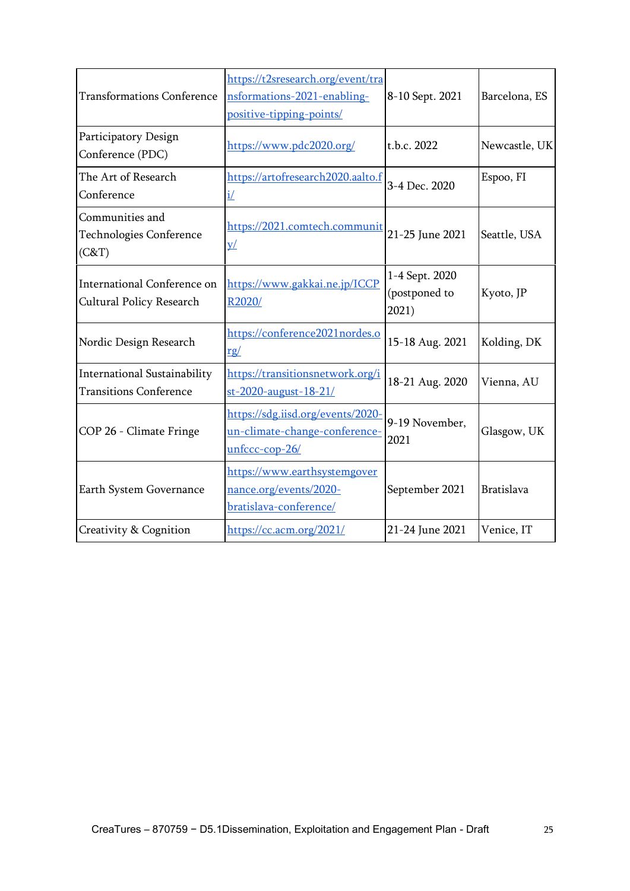| Transformations Conference | https://t2sresearch.org/event/transformations-2021-enabling-positive-tipping-points/ | 8-10 Sept. 2021 | Barcelona, ES |
|---|---|---|---|
| Participatory Design Conference (PDC) | https://www.pdc2020.org/ | t.b.c. 2022 | Newcastle, UK |
| The Art of Research Conference | https://artofresearch2020.aalto.fi/ | 3-4 Dec. 2020 | Espoo, FI |
| Communities and Technologies Conference (C&T) | https://2021.comtech.community/ | 21-25 June 2021 | Seattle, USA |
| International Conference on Cultural Policy Research | https://www.gakkai.ne.jp/ICCPR2020/ | 1-4 Sept. 2020 (postponed to 2021) | Kyoto, JP |
| Nordic Design Research | https://conference2021nordes.org/ | 15-18 Aug. 2021 | Kolding, DK |
| International Sustainability Transitions Conference | https://transitionsnetwork.org/ist-2020-august-18-21/ | 18-21 Aug. 2020 | Vienna, AU |
| COP 26 - Climate Fringe | https://sdg.iisd.org/events/2020-un-climate-change-conference-unfccc-cop-26/ | 9-19 November, 2021 | Glasgow, UK |
| Earth System Governance | https://www.earthsystemgovernance.org/events/2020-bratislava-conference/ | September 2021 | Bratislava |
| Creativity & Cognition | https://cc.acm.org/2021/ | 21-24 June 2021 | Venice, IT |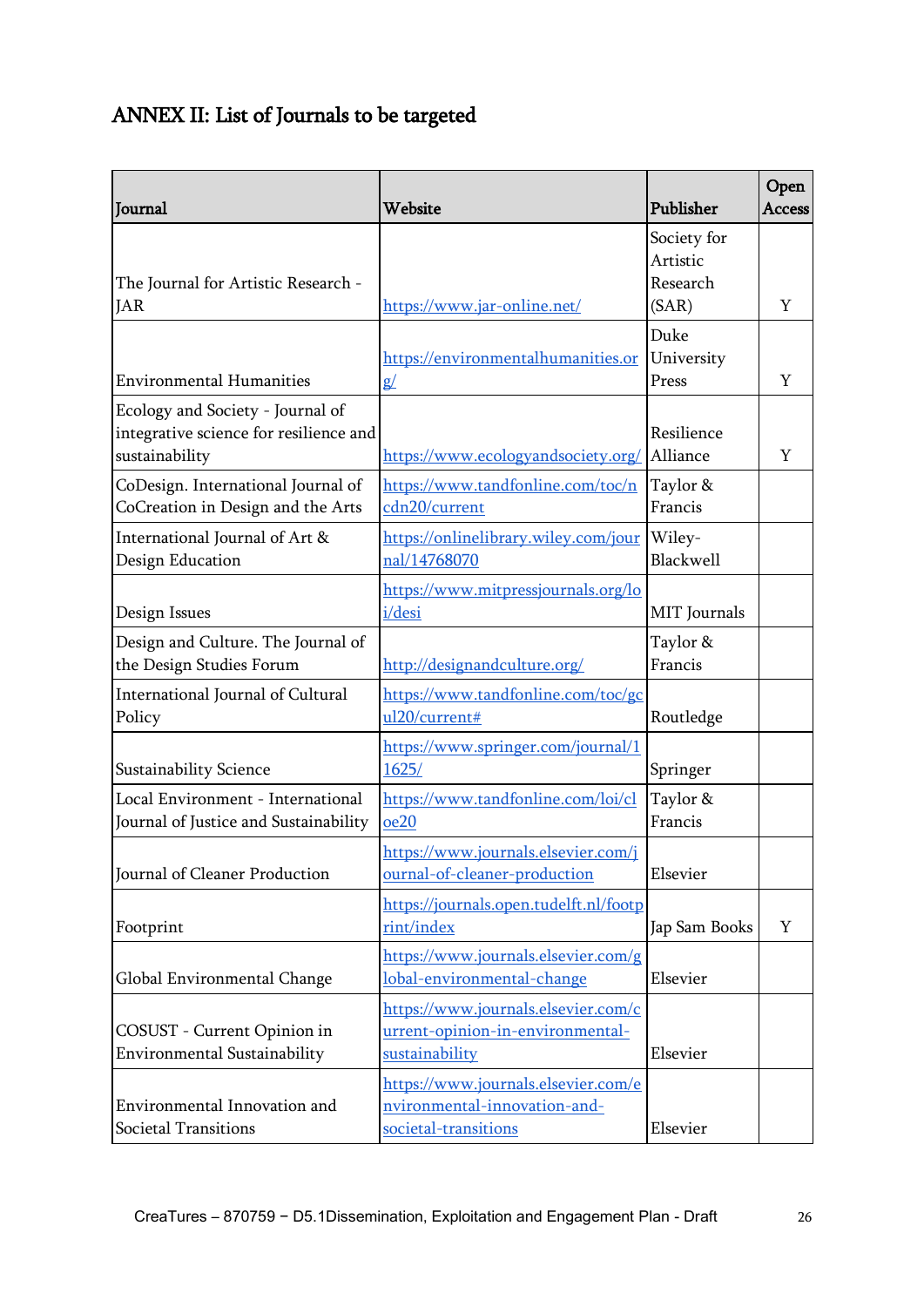# ANNEX II: List of Journals to be targeted

| Journal | Website | Publisher | Open Access |
|---|---|---|---|
| The Journal for Artistic Research - JAR | https://www.jar-online.net/ | Society for Artistic Research (SAR) | Y |
| Environmental Humanities | https://environmentalhumanities.org/ | Duke University Press | Y |
| Ecology and Society - Journal of integrative science for resilience and sustainability | https://www.ecologyandsociety.org/ | Resilience Alliance | Y |
| CoDesign. International Journal of CoCreation in Design and the Arts | https://www.tandfonline.com/toc/ncdn20/current | Taylor & Francis | |
| International Journal of Art & Design Education | https://onlinelibrary.wiley.com/journal/14768070 | Wiley-Blackwell | |
| Design Issues | https://www.mitpressjournals.org/loi/desi | MIT Journals | |
| Design and Culture. The Journal of the Design Studies Forum | http://designandculture.org/ | Taylor & Francis | |
| International Journal of Cultural Policy | https://www.tandfonline.com/toc/gcul20/current# | Routledge | |
| Sustainability Science | https://www.springer.com/journal/11625/ | Springer | |
| Local Environment - International Journal of Justice and Sustainability | https://www.tandfonline.com/loi/cloe20 | Taylor & Francis | |
| Journal of Cleaner Production | https://www.journals.elsevier.com/journal-of-cleaner-production | Elsevier | |
| Footprint | https://journals.open.tudelft.nl/footprint/index | Jap Sam Books | Y |
| Global Environmental Change | https://www.journals.elsevier.com/global-environmental-change | Elsevier | |
| COSUST - Current Opinion in Environmental Sustainability | https://www.journals.elsevier.com/current-opinion-in-environmental-sustainability | Elsevier | |
| Environmental Innovation and Societal Transitions | https://www.journals.elsevier.com/environmental-innovation-and-societal-transitions | Elsevier | |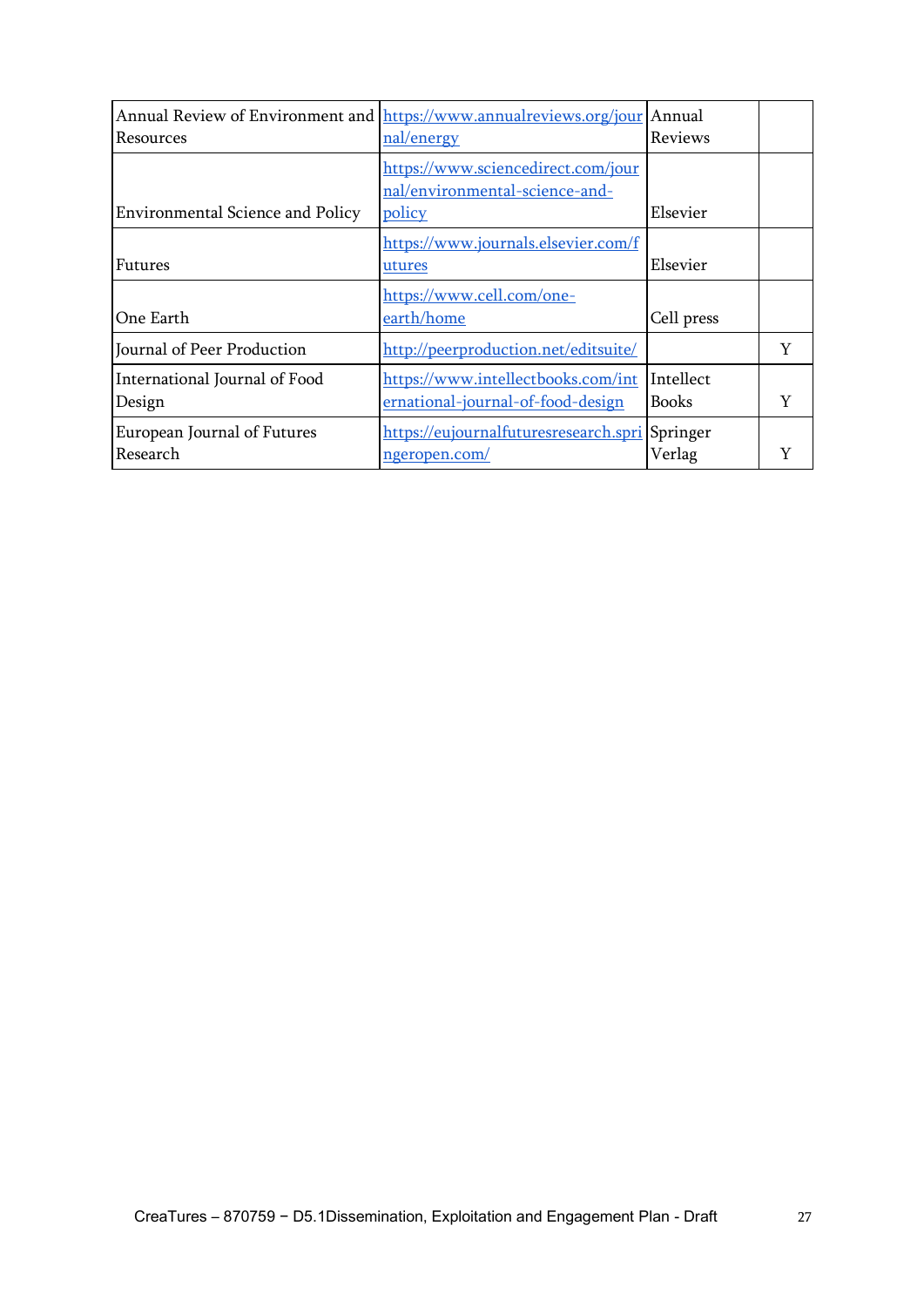| Annual Review of Environment and Resources | https://www.annualreviews.org/journal/energy | Annual Reviews | |
|---|---|---|---|
| Environmental Science and Policy | https://www.sciencedirect.com/journal/environmental-science-and-policy | Elsevier | |
| Futures | https://www.journals.elsevier.com/futures | Elsevier | |
| One Earth | https://www.cell.com/one-earth/home | Cell press | |
| Journal of Peer Production | http://peerproduction.net/editsuite/ | | Y |
| International Journal of Food Design | https://www.intellectbooks.com/international-journal-of-food-design | Intellect Books | Y |
| European Journal of Futures Research | https://eujournalfuturesresearch.springeropen.com/ | Springer Verlag | Y |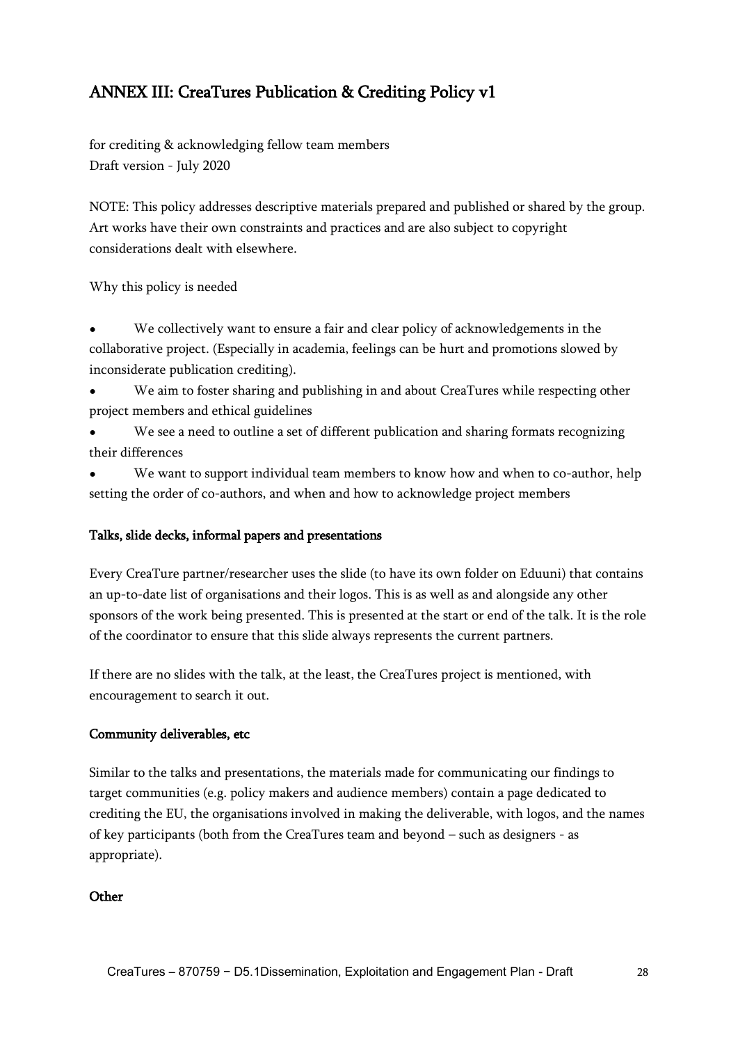## ANNEX III: CreaTures Publication & Crediting Policy v1

for crediting & acknowledging fellow team members
Draft version - July 2020

NOTE: This policy addresses descriptive materials prepared and published or shared by the group. Art works have their own constraints and practices and are also subject to copyright considerations dealt with elsewhere.

Why this policy is needed

- We collectively want to ensure a fair and clear policy of acknowledgements in the collaborative project. (Especially in academia, feelings can be hurt and promotions slowed by inconsiderate publication crediting).
- We aim to foster sharing and publishing in and about CreaTures while respecting other project members and ethical guidelines
- We see a need to outline a set of different publication and sharing formats recognizing their differences
- We want to support individual team members to know how and when to co-author, help setting the order of co-authors, and when and how to acknowledge project members

### Talks, slide decks, informal papers and presentations

Every CreaTure partner/researcher uses the slide (to have its own folder on Eduuni) that contains an up-to-date list of organisations and their logos. This is as well as and alongside any other sponsors of the work being presented. This is presented at the start or end of the talk. It is the role of the coordinator to ensure that this slide always represents the current partners.

If there are no slides with the talk, at the least, the CreaTures project is mentioned, with encouragement to search it out.

### Community deliverables, etc

Similar to the talks and presentations, the materials made for communicating our findings to target communities (e.g. policy makers and audience members) contain a page dedicated to crediting the EU, the organisations involved in making the deliverable, with logos, and the names of key participants (both from the CreaTures team and beyond – such as designers - as appropriate).

### Other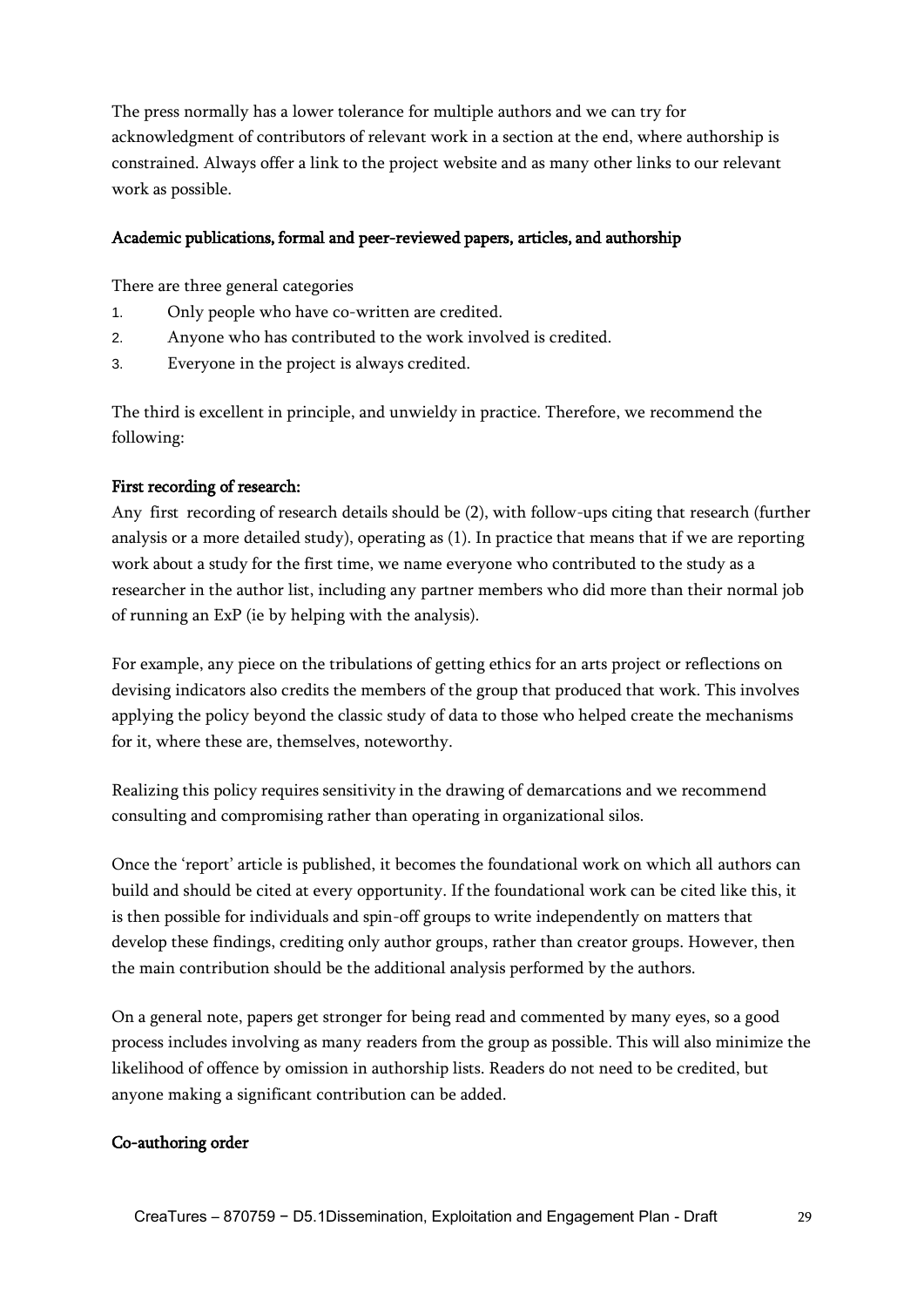The press normally has a lower tolerance for multiple authors and we can try for acknowledgment of contributors of relevant work in a section at the end, where authorship is constrained. Always offer a link to the project website and as many other links to our relevant work as possible.

### Academic publications, formal and peer-reviewed papers, articles, and authorship

There are three general categories

1. Only people who have co-written are credited.
2. Anyone who has contributed to the work involved is credited.
3. Everyone in the project is always credited.

The third is excellent in principle, and unwieldy in practice. Therefore, we recommend the following:

### First recording of research:

Any first recording of research details should be (2), with follow-ups citing that research (further analysis or a more detailed study), operating as (1). In practice that means that if we are reporting work about a study for the first time, we name everyone who contributed to the study as a researcher in the author list, including any partner members who did more than their normal job of running an ExP (ie by helping with the analysis).

For example, any piece on the tribulations of getting ethics for an arts project or reflections on devising indicators also credits the members of the group that produced that work. This involves applying the policy beyond the classic study of data to those who helped create the mechanisms for it, where these are, themselves, noteworthy.

Realizing this policy requires sensitivity in the drawing of demarcations and we recommend consulting and compromising rather than operating in organizational silos.

Once the 'report' article is published, it becomes the foundational work on which all authors can build and should be cited at every opportunity. If the foundational work can be cited like this, it is then possible for individuals and spin-off groups to write independently on matters that develop these findings, crediting only author groups, rather than creator groups. However, then the main contribution should be the additional analysis performed by the authors.

On a general note, papers get stronger for being read and commented by many eyes, so a good process includes involving as many readers from the group as possible. This will also minimize the likelihood of offence by omission in authorship lists. Readers do not need to be credited, but anyone making a significant contribution can be added.

### Co-authoring order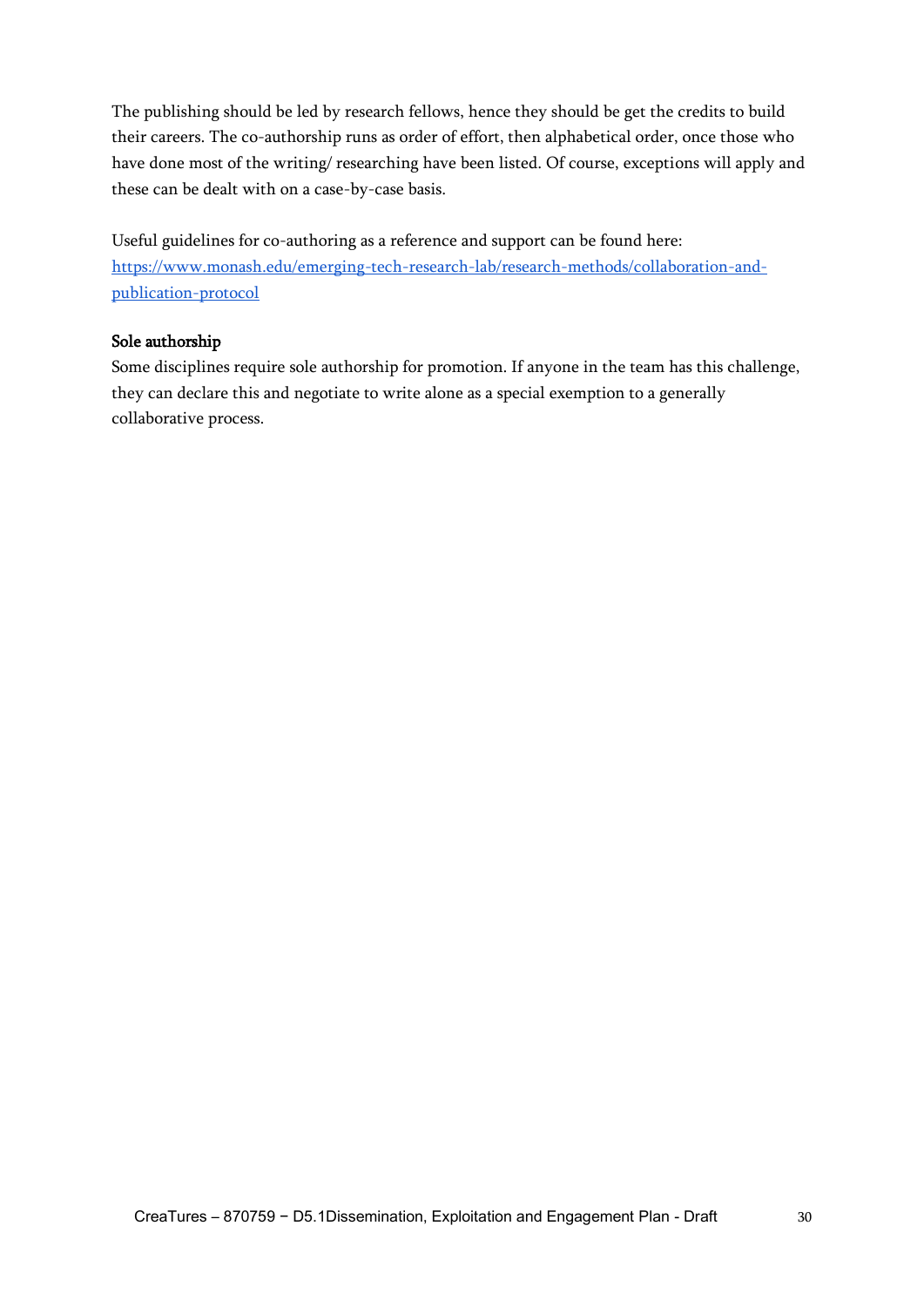The publishing should be led by research fellows, hence they should be get the credits to build their careers. The co-authorship runs as order of effort, then alphabetical order, once those who have done most of the writing/ researching have been listed. Of course, exceptions will apply and these can be dealt with on a case-by-case basis.

Useful guidelines for co-authoring as a reference and support can be found here: [https://www.monash.edu/emerging-tech-research-lab/research-methods/collaboration-and-publication-protocol](https://www.monash.edu/emerging-tech-research-lab/research-methods/collaboration-and-publication-protocol)

**Sole authorship**

Some disciplines require sole authorship for promotion. If anyone in the team has this challenge, they can declare this and negotiate to write alone as a special exemption to a generally collaborative process.